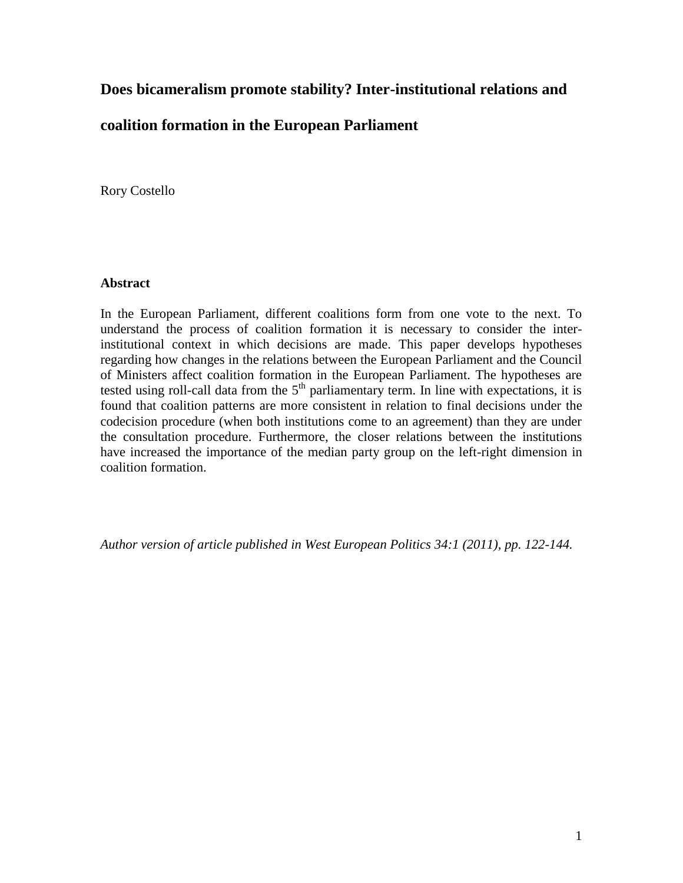# Does bicameralism promote stability? Inter-institutional relations and coalition formation in the European Parliament

Rory Costello

## Abstract

In the European Parliament, different coalitions form from one vote to the next. To understand the process of coalition formation it is necessary to consider the inter-institutional context in which decisions are made. This paper develops hypotheses regarding how changes in the relations between the European Parliament and the Council of Ministers affect coalition formation in the European Parliament. The hypotheses are tested using roll-call data from the 5$^{th}$ parliamentary term. In line with expectations, it is found that coalition patterns are more consistent in relation to final decisions under the codecision procedure (when both institutions come to an agreement) than they are under the consultation procedure. Furthermore, the closer relations between the institutions have increased the importance of the median party group on the left-right dimension in coalition formation.

*Author version of article published in West European Politics 34:1 (2011), pp. 122-144.*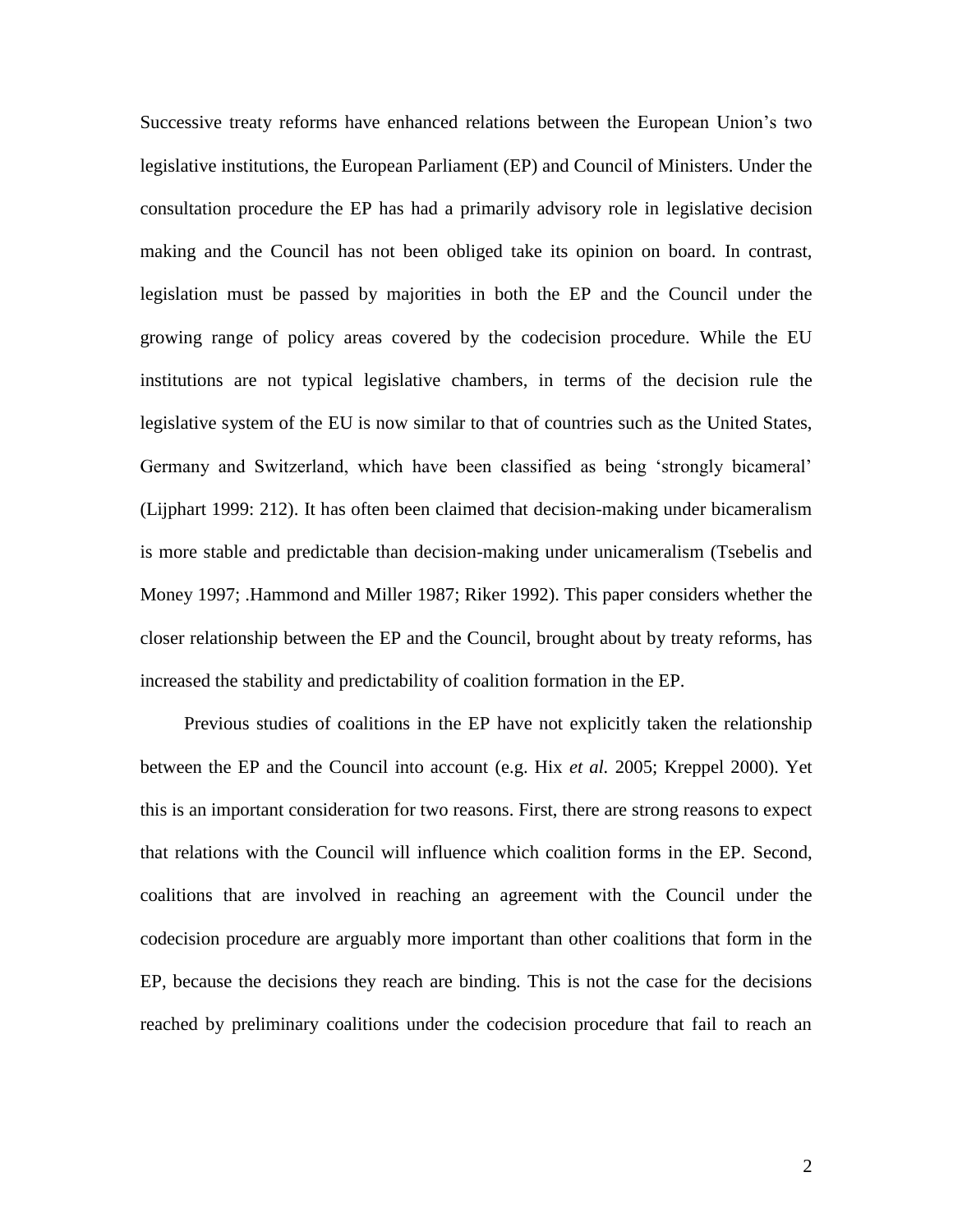Successive treaty reforms have enhanced relations between the European Union's two legislative institutions, the European Parliament (EP) and Council of Ministers. Under the consultation procedure the EP has had a primarily advisory role in legislative decision making and the Council has not been obliged take its opinion on board. In contrast, legislation must be passed by majorities in both the EP and the Council under the growing range of policy areas covered by the codecision procedure. While the EU institutions are not typical legislative chambers, in terms of the decision rule the legislative system of the EU is now similar to that of countries such as the United States, Germany and Switzerland, which have been classified as being 'strongly bicameral' (Lijphart 1999: 212). It has often been claimed that decision-making under bicameralism is more stable and predictable than decision-making under unicameralism (Tsebelis and Money 1997; .Hammond and Miller 1987; Riker 1992). This paper considers whether the closer relationship between the EP and the Council, brought about by treaty reforms, has increased the stability and predictability of coalition formation in the EP.

Previous studies of coalitions in the EP have not explicitly taken the relationship between the EP and the Council into account (e.g. Hix *et al.* 2005; Kreppel 2000). Yet this is an important consideration for two reasons. First, there are strong reasons to expect that relations with the Council will influence which coalition forms in the EP. Second, coalitions that are involved in reaching an agreement with the Council under the codecision procedure are arguably more important than other coalitions that form in the EP, because the decisions they reach are binding. This is not the case for the decisions reached by preliminary coalitions under the codecision procedure that fail to reach an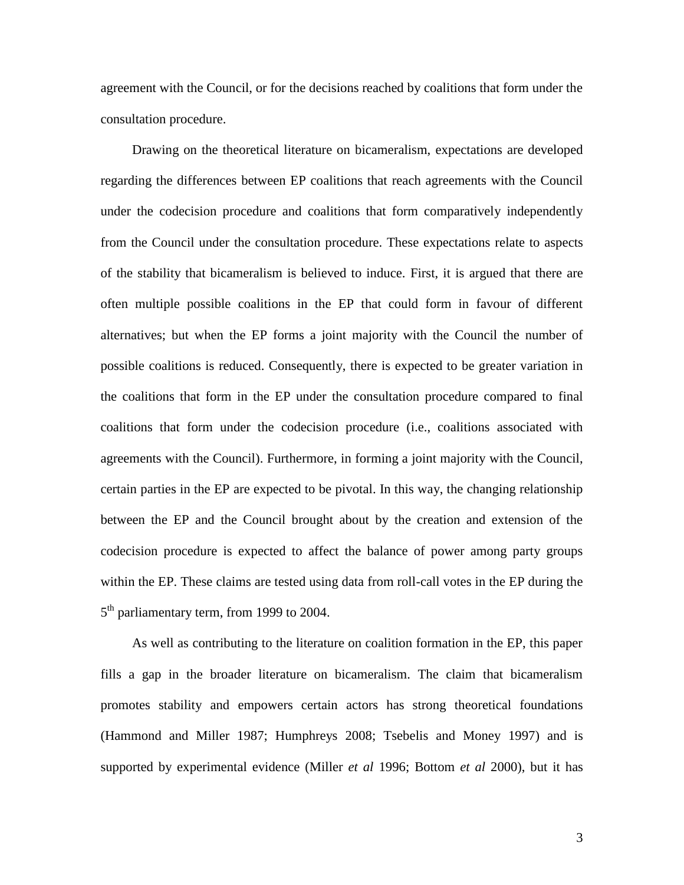agreement with the Council, or for the decisions reached by coalitions that form under the consultation procedure.

Drawing on the theoretical literature on bicameralism, expectations are developed regarding the differences between EP coalitions that reach agreements with the Council under the codecision procedure and coalitions that form comparatively independently from the Council under the consultation procedure. These expectations relate to aspects of the stability that bicameralism is believed to induce. First, it is argued that there are often multiple possible coalitions in the EP that could form in favour of different alternatives; but when the EP forms a joint majority with the Council the number of possible coalitions is reduced. Consequently, there is expected to be greater variation in the coalitions that form in the EP under the consultation procedure compared to final coalitions that form under the codecision procedure (i.e., coalitions associated with agreements with the Council). Furthermore, in forming a joint majority with the Council, certain parties in the EP are expected to be pivotal. In this way, the changing relationship between the EP and the Council brought about by the creation and extension of the codecision procedure is expected to affect the balance of power among party groups within the EP. These claims are tested using data from roll-call votes in the EP during the 5th parliamentary term, from 1999 to 2004.

As well as contributing to the literature on coalition formation in the EP, this paper fills a gap in the broader literature on bicameralism. The claim that bicameralism promotes stability and empowers certain actors has strong theoretical foundations (Hammond and Miller 1987; Humphreys 2008; Tsebelis and Money 1997) and is supported by experimental evidence (Miller *et al* 1996; Bottom *et al* 2000), but it has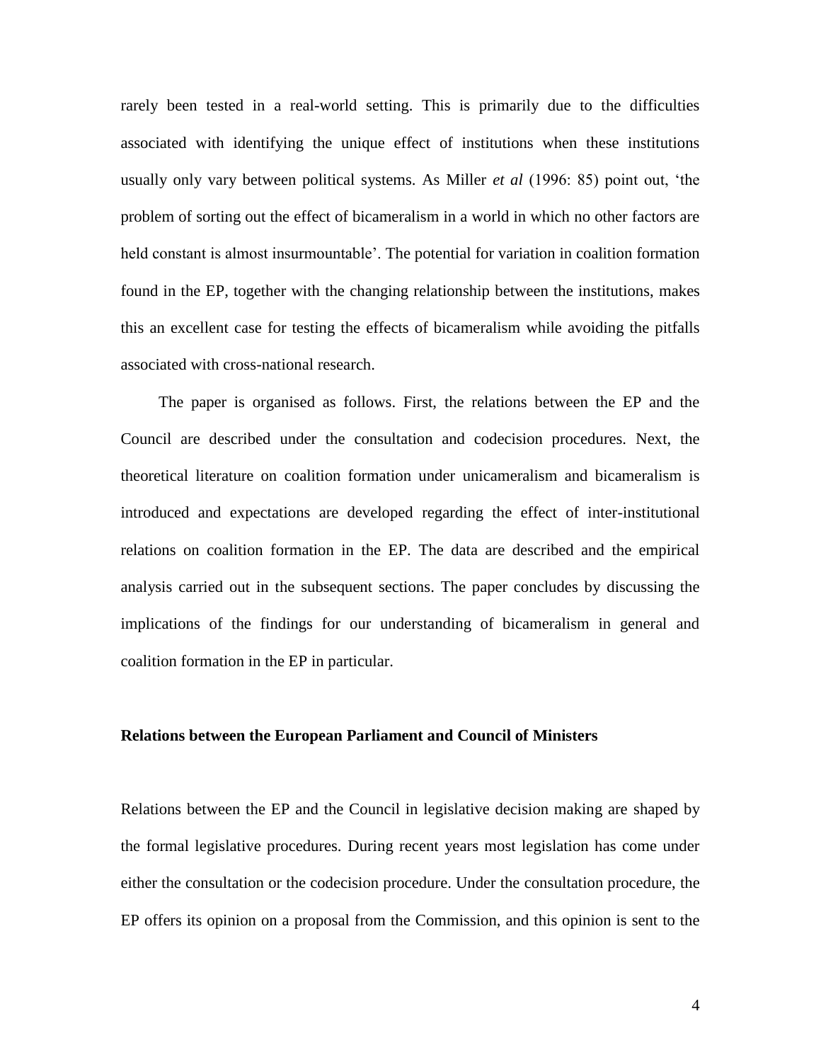rarely been tested in a real-world setting. This is primarily due to the difficulties associated with identifying the unique effect of institutions when these institutions usually only vary between political systems. As Miller *et al* (1996: 85) point out, 'the problem of sorting out the effect of bicameralism in a world in which no other factors are held constant is almost insurmountable'. The potential for variation in coalition formation found in the EP, together with the changing relationship between the institutions, makes this an excellent case for testing the effects of bicameralism while avoiding the pitfalls associated with cross-national research.

The paper is organised as follows. First, the relations between the EP and the Council are described under the consultation and codecision procedures. Next, the theoretical literature on coalition formation under unicameralism and bicameralism is introduced and expectations are developed regarding the effect of inter-institutional relations on coalition formation in the EP. The data are described and the empirical analysis carried out in the subsequent sections. The paper concludes by discussing the implications of the findings for our understanding of bicameralism in general and coalition formation in the EP in particular.

## Relations between the European Parliament and Council of Ministers

Relations between the EP and the Council in legislative decision making are shaped by the formal legislative procedures. During recent years most legislation has come under either the consultation or the codecision procedure. Under the consultation procedure, the EP offers its opinion on a proposal from the Commission, and this opinion is sent to the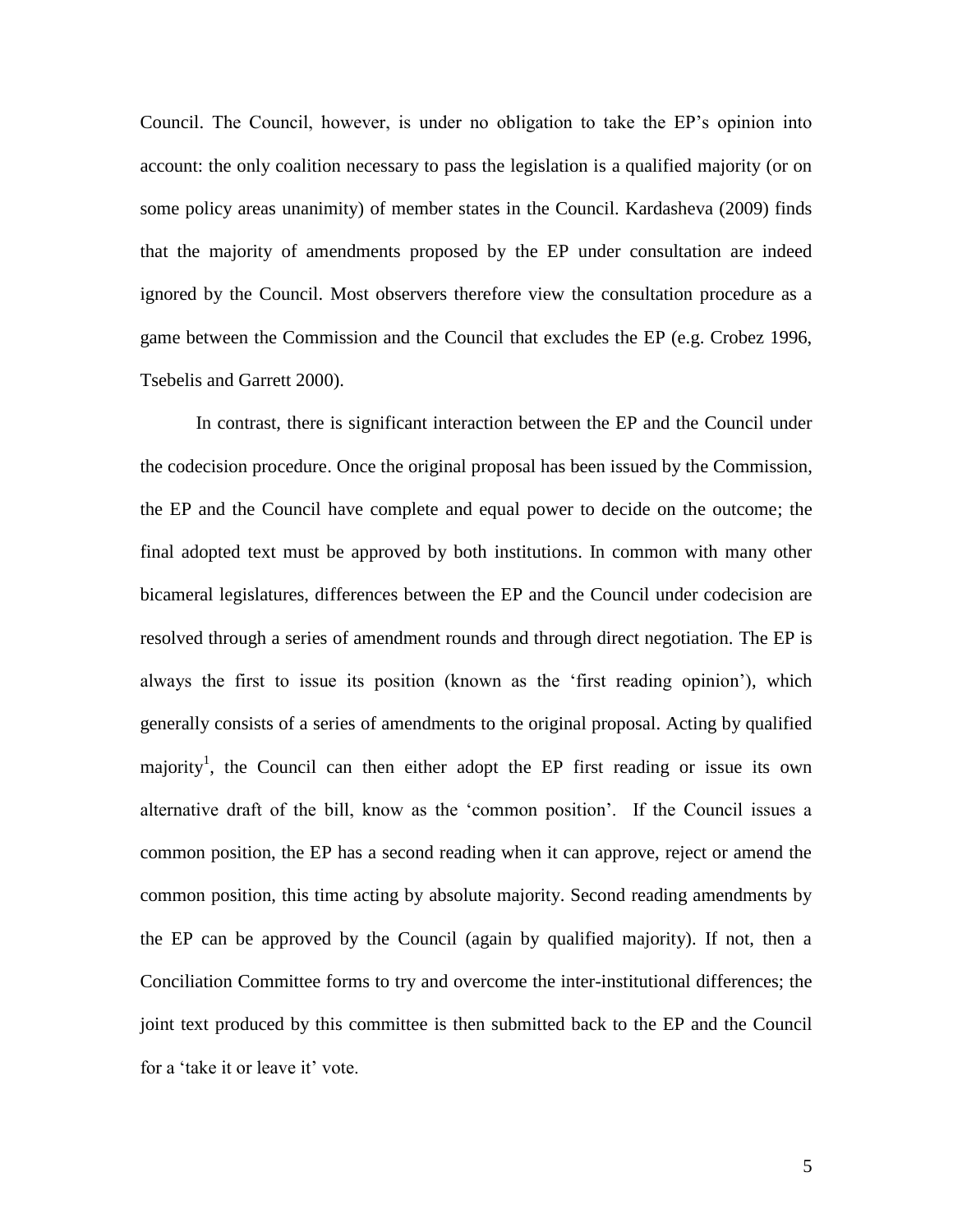Council. The Council, however, is under no obligation to take the EP's opinion into account: the only coalition necessary to pass the legislation is a qualified majority (or on some policy areas unanimity) of member states in the Council. Kardasheva (2009) finds that the majority of amendments proposed by the EP under consultation are indeed ignored by the Council. Most observers therefore view the consultation procedure as a game between the Commission and the Council that excludes the EP (e.g. Crobez 1996, Tsebelis and Garrett 2000).

In contrast, there is significant interaction between the EP and the Council under the codecision procedure. Once the original proposal has been issued by the Commission, the EP and the Council have complete and equal power to decide on the outcome; the final adopted text must be approved by both institutions. In common with many other bicameral legislatures, differences between the EP and the Council under codecision are resolved through a series of amendment rounds and through direct negotiation. The EP is always the first to issue its position (known as the 'first reading opinion'), which generally consists of a series of amendments to the original proposal. Acting by qualified majority[1], the Council can then either adopt the EP first reading or issue its own alternative draft of the bill, know as the 'common position'. If the Council issues a common position, the EP has a second reading when it can approve, reject or amend the common position, this time acting by absolute majority. Second reading amendments by the EP can be approved by the Council (again by qualified majority). If not, then a Conciliation Committee forms to try and overcome the inter-institutional differences; the joint text produced by this committee is then submitted back to the EP and the Council for a 'take it or leave it' vote.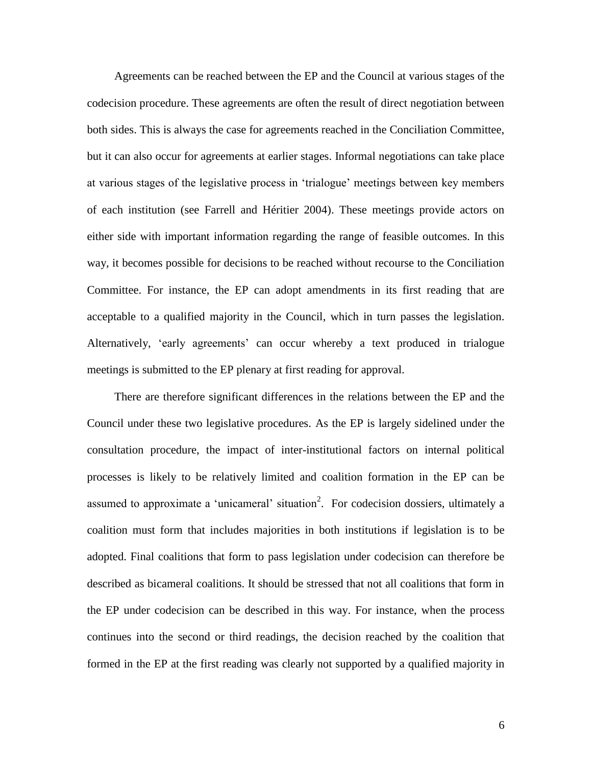Agreements can be reached between the EP and the Council at various stages of the codecision procedure. These agreements are often the result of direct negotiation between both sides. This is always the case for agreements reached in the Conciliation Committee, but it can also occur for agreements at earlier stages. Informal negotiations can take place at various stages of the legislative process in 'trialogue' meetings between key members of each institution (see Farrell and Héritier 2004). These meetings provide actors on either side with important information regarding the range of feasible outcomes. In this way, it becomes possible for decisions to be reached without recourse to the Conciliation Committee. For instance, the EP can adopt amendments in its first reading that are acceptable to a qualified majority in the Council, which in turn passes the legislation. Alternatively, 'early agreements' can occur whereby a text produced in trialogue meetings is submitted to the EP plenary at first reading for approval.

There are therefore significant differences in the relations between the EP and the Council under these two legislative procedures. As the EP is largely sidelined under the consultation procedure, the impact of inter-institutional factors on internal political processes is likely to be relatively limited and coalition formation in the EP can be assumed to approximate a 'unicameral' situation[2]. For codecision dossiers, ultimately a coalition must form that includes majorities in both institutions if legislation is to be adopted. Final coalitions that form to pass legislation under codecision can therefore be described as bicameral coalitions. It should be stressed that not all coalitions that form in the EP under codecision can be described in this way. For instance, when the process continues into the second or third readings, the decision reached by the coalition that formed in the EP at the first reading was clearly not supported by a qualified majority in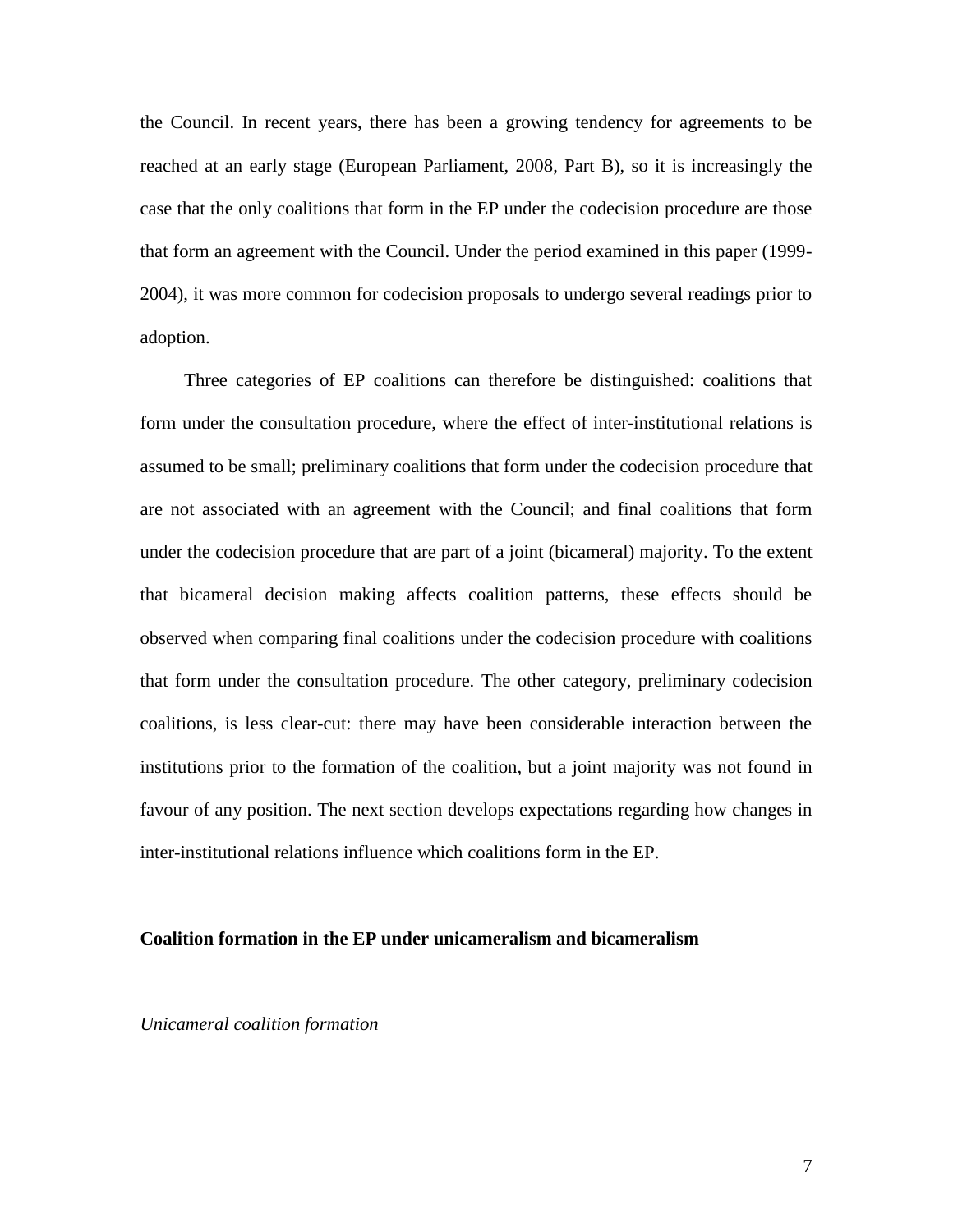the Council. In recent years, there has been a growing tendency for agreements to be reached at an early stage (European Parliament, 2008, Part B), so it is increasingly the case that the only coalitions that form in the EP under the codecision procedure are those that form an agreement with the Council. Under the period examined in this paper (1999-2004), it was more common for codecision proposals to undergo several readings prior to adoption.

Three categories of EP coalitions can therefore be distinguished: coalitions that form under the consultation procedure, where the effect of inter-institutional relations is assumed to be small; preliminary coalitions that form under the codecision procedure that are not associated with an agreement with the Council; and final coalitions that form under the codecision procedure that are part of a joint (bicameral) majority. To the extent that bicameral decision making affects coalition patterns, these effects should be observed when comparing final coalitions under the codecision procedure with coalitions that form under the consultation procedure. The other category, preliminary codecision coalitions, is less clear-cut: there may have been considerable interaction between the institutions prior to the formation of the coalition, but a joint majority was not found in favour of any position. The next section develops expectations regarding how changes in inter-institutional relations influence which coalitions form in the EP.

## Coalition formation in the EP under unicameralism and bicameralism

### *Unicameral coalition formation*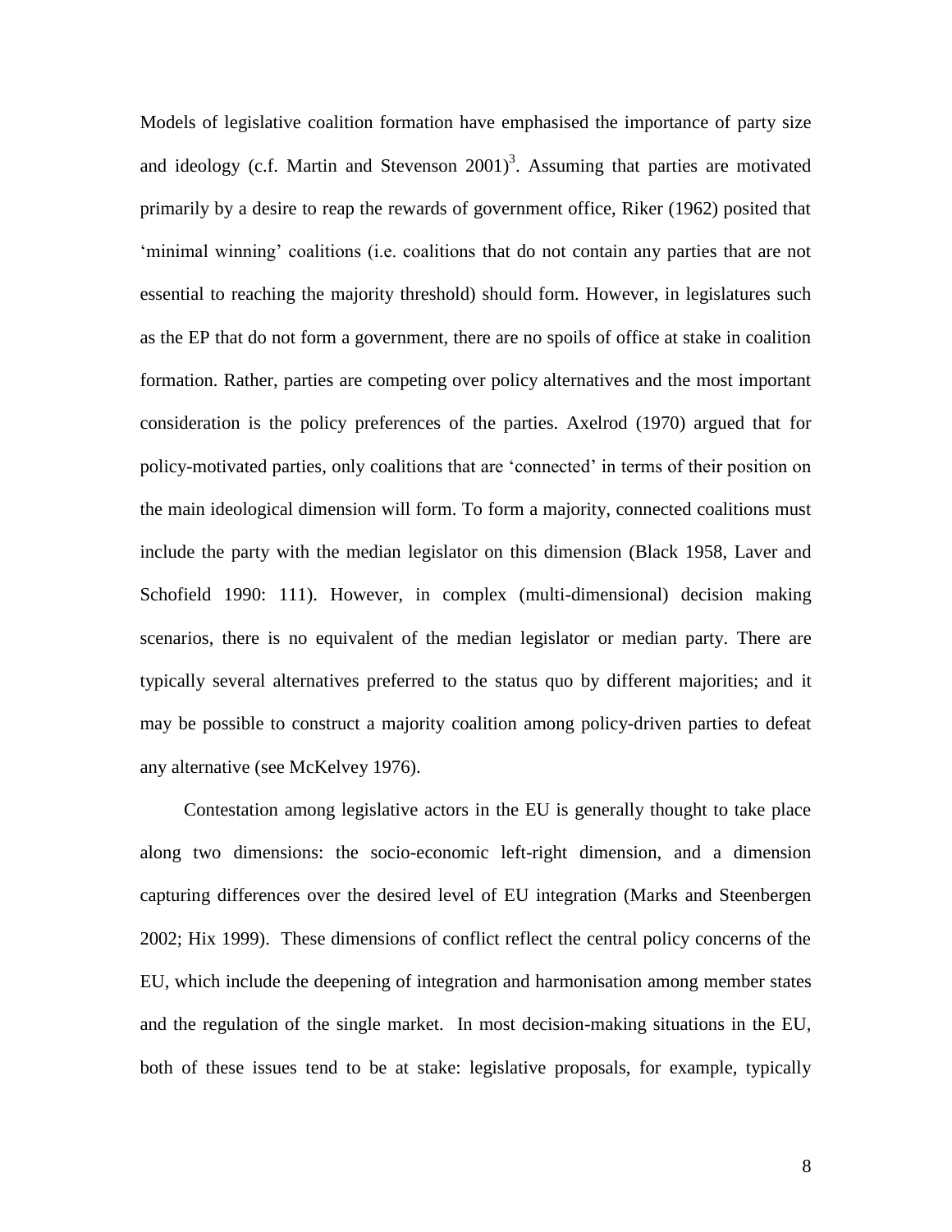Models of legislative coalition formation have emphasised the importance of party size and ideology (c.f. Martin and Stevenson 2001)[3]. Assuming that parties are motivated primarily by a desire to reap the rewards of government office, Riker (1962) posited that 'minimal winning' coalitions (i.e. coalitions that do not contain any parties that are not essential to reaching the majority threshold) should form. However, in legislatures such as the EP that do not form a government, there are no spoils of office at stake in coalition formation. Rather, parties are competing over policy alternatives and the most important consideration is the policy preferences of the parties. Axelrod (1970) argued that for policy-motivated parties, only coalitions that are 'connected' in terms of their position on the main ideological dimension will form. To form a majority, connected coalitions must include the party with the median legislator on this dimension (Black 1958, Laver and Schofield 1990: 111). However, in complex (multi-dimensional) decision making scenarios, there is no equivalent of the median legislator or median party. There are typically several alternatives preferred to the status quo by different majorities; and it may be possible to construct a majority coalition among policy-driven parties to defeat any alternative (see McKelvey 1976).

Contestation among legislative actors in the EU is generally thought to take place along two dimensions: the socio-economic left-right dimension, and a dimension capturing differences over the desired level of EU integration (Marks and Steenbergen 2002; Hix 1999). These dimensions of conflict reflect the central policy concerns of the EU, which include the deepening of integration and harmonisation among member states and the regulation of the single market. In most decision-making situations in the EU, both of these issues tend to be at stake: legislative proposals, for example, typically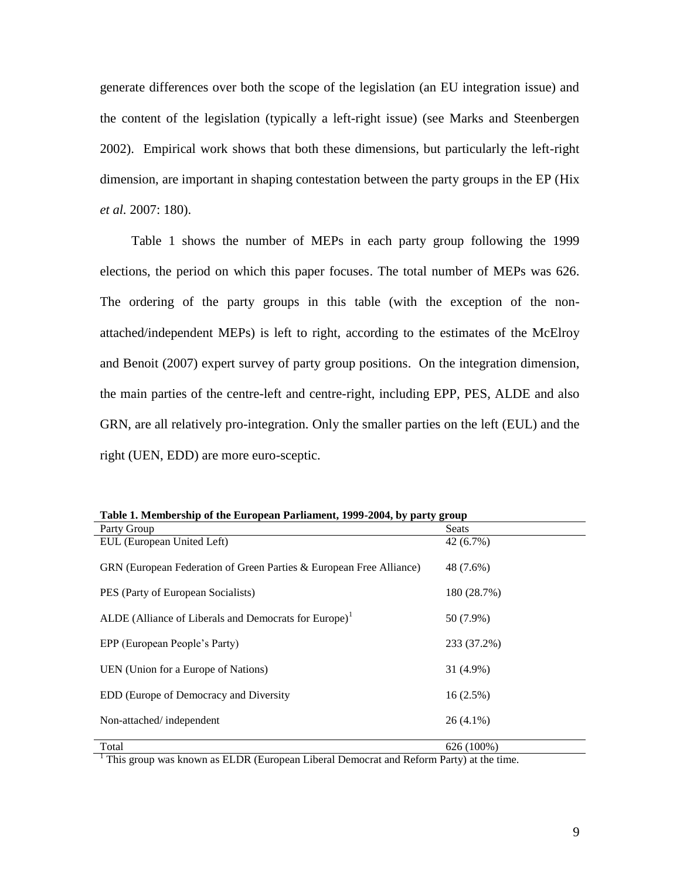generate differences over both the scope of the legislation (an EU integration issue) and the content of the legislation (typically a left-right issue) (see Marks and Steenbergen 2002). Empirical work shows that both these dimensions, but particularly the left-right dimension, are important in shaping contestation between the party groups in the EP (Hix *et al.* 2007: 180).

Table 1 shows the number of MEPs in each party group following the 1999 elections, the period on which this paper focuses. The total number of MEPs was 626. The ordering of the party groups in this table (with the exception of the non-attached/independent MEPs) is left to right, according to the estimates of the McElroy and Benoit (2007) expert survey of party group positions. On the integration dimension, the main parties of the centre-left and centre-right, including EPP, PES, ALDE and also GRN, are all relatively pro-integration. Only the smaller parties on the left (EUL) and the right (UEN, EDD) are more euro-sceptic.

**Table 1. Membership of the European Parliament, 1999-2004, by party group**

| Party Group | Seats |
|---|---|
| EUL (European United Left) | 42 (6.7%) |
| GRN (European Federation of Green Parties & European Free Alliance) | 48 (7.6%) |
| PES (Party of European Socialists) | 180 (28.7%) |
| ALDE (Alliance of Liberals and Democrats for Europe)[1] | 50 (7.9%) |
| EPP (European People's Party) | 233 (37.2%) |
| UEN (Union for a Europe of Nations) | 31 (4.9%) |
| EDD (Europe of Democracy and Diversity | 16 (2.5%) |
| Non-attached/ independent | 26 (4.1%) |
| Total | 626 (100%) |

[1] This group was known as ELDR (European Liberal Democrat and Reform Party) at the time.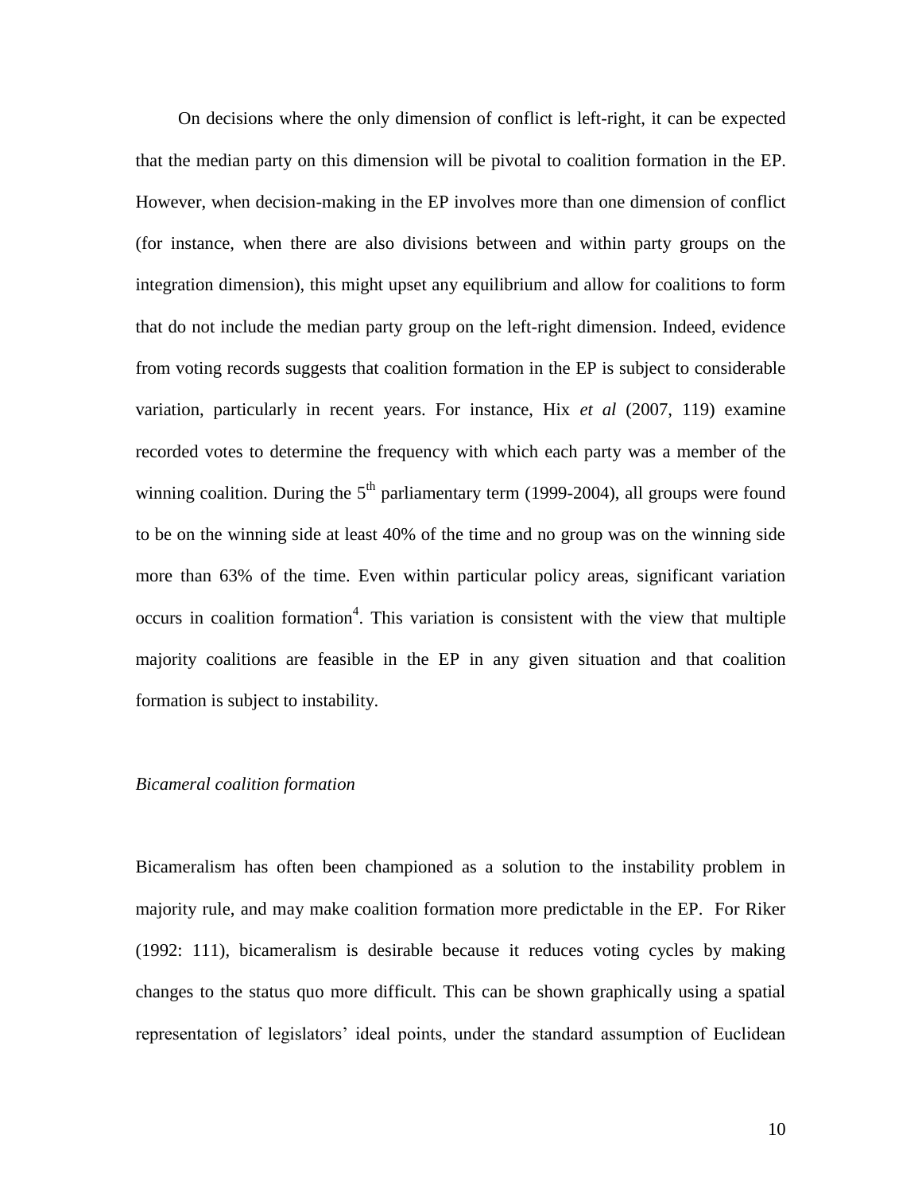On decisions where the only dimension of conflict is left-right, it can be expected that the median party on this dimension will be pivotal to coalition formation in the EP. However, when decision-making in the EP involves more than one dimension of conflict (for instance, when there are also divisions between and within party groups on the integration dimension), this might upset any equilibrium and allow for coalitions to form that do not include the median party group on the left-right dimension. Indeed, evidence from voting records suggests that coalition formation in the EP is subject to considerable variation, particularly in recent years. For instance, Hix *et al* (2007, 119) examine recorded votes to determine the frequency with which each party was a member of the winning coalition. During the 5th parliamentary term (1999-2004), all groups were found to be on the winning side at least 40% of the time and no group was on the winning side more than 63% of the time. Even within particular policy areas, significant variation occurs in coalition formation[4]. This variation is consistent with the view that multiple majority coalitions are feasible in the EP in any given situation and that coalition formation is subject to instability.

*Bicameral coalition formation*

Bicameralism has often been championed as a solution to the instability problem in majority rule, and may make coalition formation more predictable in the EP. For Riker (1992: 111), bicameralism is desirable because it reduces voting cycles by making changes to the status quo more difficult. This can be shown graphically using a spatial representation of legislators' ideal points, under the standard assumption of Euclidean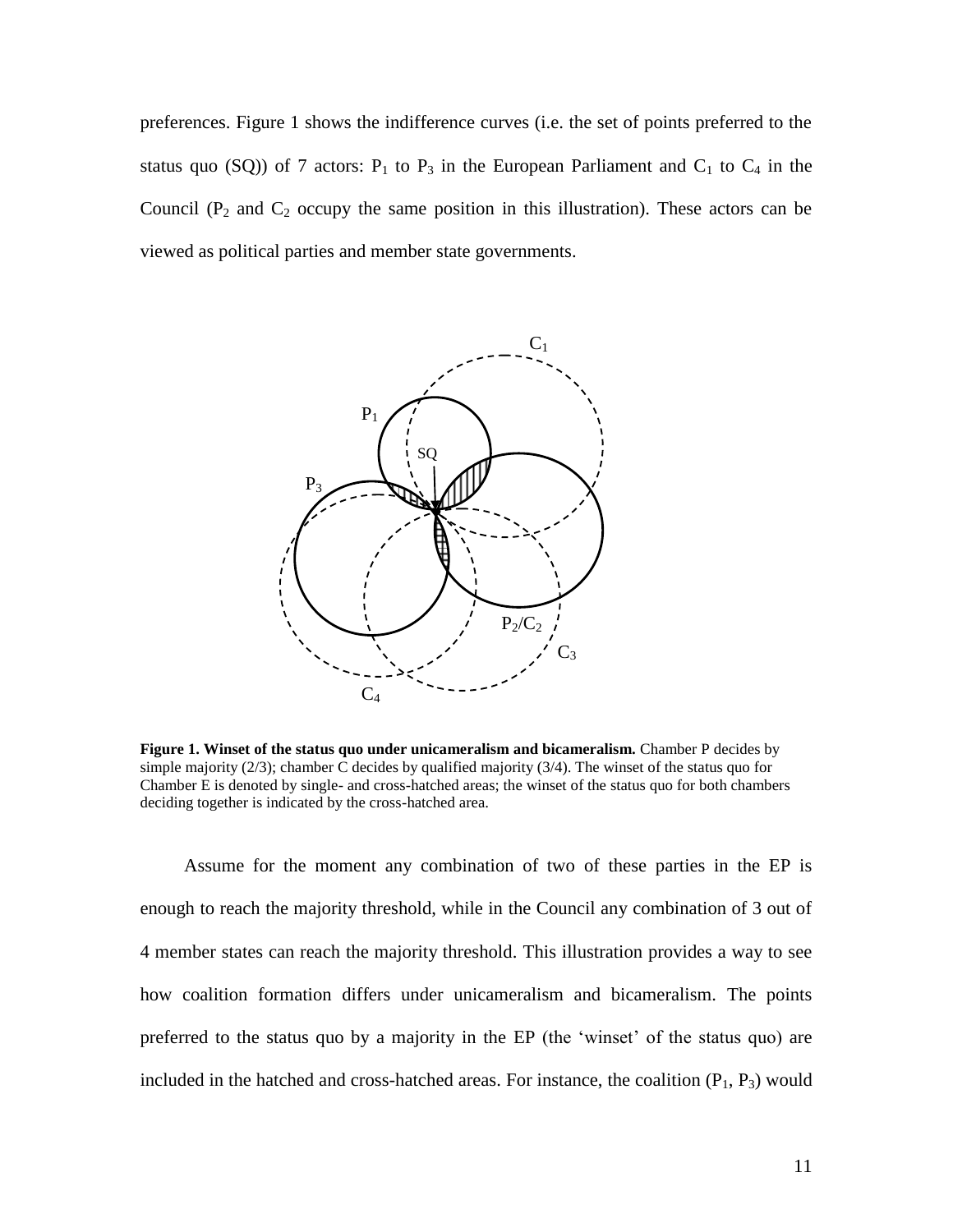preferences. Figure 1 shows the indifference curves (i.e. the set of points preferred to the status quo (SQ)) of 7 actors: $P_1$ to $P_3$ in the European Parliament and $C_1$ to $C_4$ in the Council ($P_2$ and $C_2$ occupy the same position in this illustration). These actors can be viewed as political parties and member state governments.

**Figure 1. Winset of the status quo under unicameralism and bicameralism.** Chamber P decides by simple majority (2/3); chamber C decides by qualified majority (3/4). The winset of the status quo for Chamber E is denoted by single- and cross-hatched areas; the winset of the status quo for both chambers deciding together is indicated by the cross-hatched area.

Assume for the moment any combination of two of these parties in the EP is enough to reach the majority threshold, while in the Council any combination of 3 out of 4 member states can reach the majority threshold. This illustration provides a way to see how coalition formation differs under unicameralism and bicameralism. The points preferred to the status quo by a majority in the EP (the 'winset' of the status quo) are included in the hatched and cross-hatched areas. For instance, the coalition ($P_1$, $P_3$) would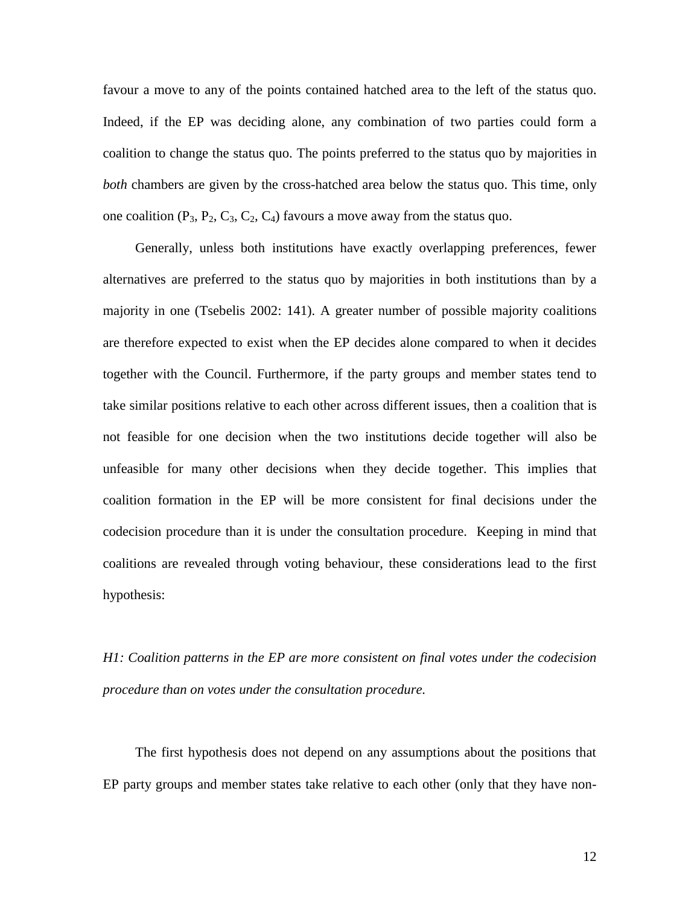favour a move to any of the points contained hatched area to the left of the status quo. Indeed, if the EP was deciding alone, any combination of two parties could form a coalition to change the status quo. The points preferred to the status quo by majorities in *both* chambers are given by the cross-hatched area below the status quo. This time, only one coalition ($P_3$, $P_2$, $C_3$, $C_2$, $C_4$) favours a move away from the status quo.

Generally, unless both institutions have exactly overlapping preferences, fewer alternatives are preferred to the status quo by majorities in both institutions than by a majority in one (Tsebelis 2002: 141). A greater number of possible majority coalitions are therefore expected to exist when the EP decides alone compared to when it decides together with the Council. Furthermore, if the party groups and member states tend to take similar positions relative to each other across different issues, then a coalition that is not feasible for one decision when the two institutions decide together will also be unfeasible for many other decisions when they decide together. This implies that coalition formation in the EP will be more consistent for final decisions under the codecision procedure than it is under the consultation procedure. Keeping in mind that coalitions are revealed through voting behaviour, these considerations lead to the first hypothesis:

*H1: Coalition patterns in the EP are more consistent on final votes under the codecision procedure than on votes under the consultation procedure.*

The first hypothesis does not depend on any assumptions about the positions that EP party groups and member states take relative to each other (only that they have non-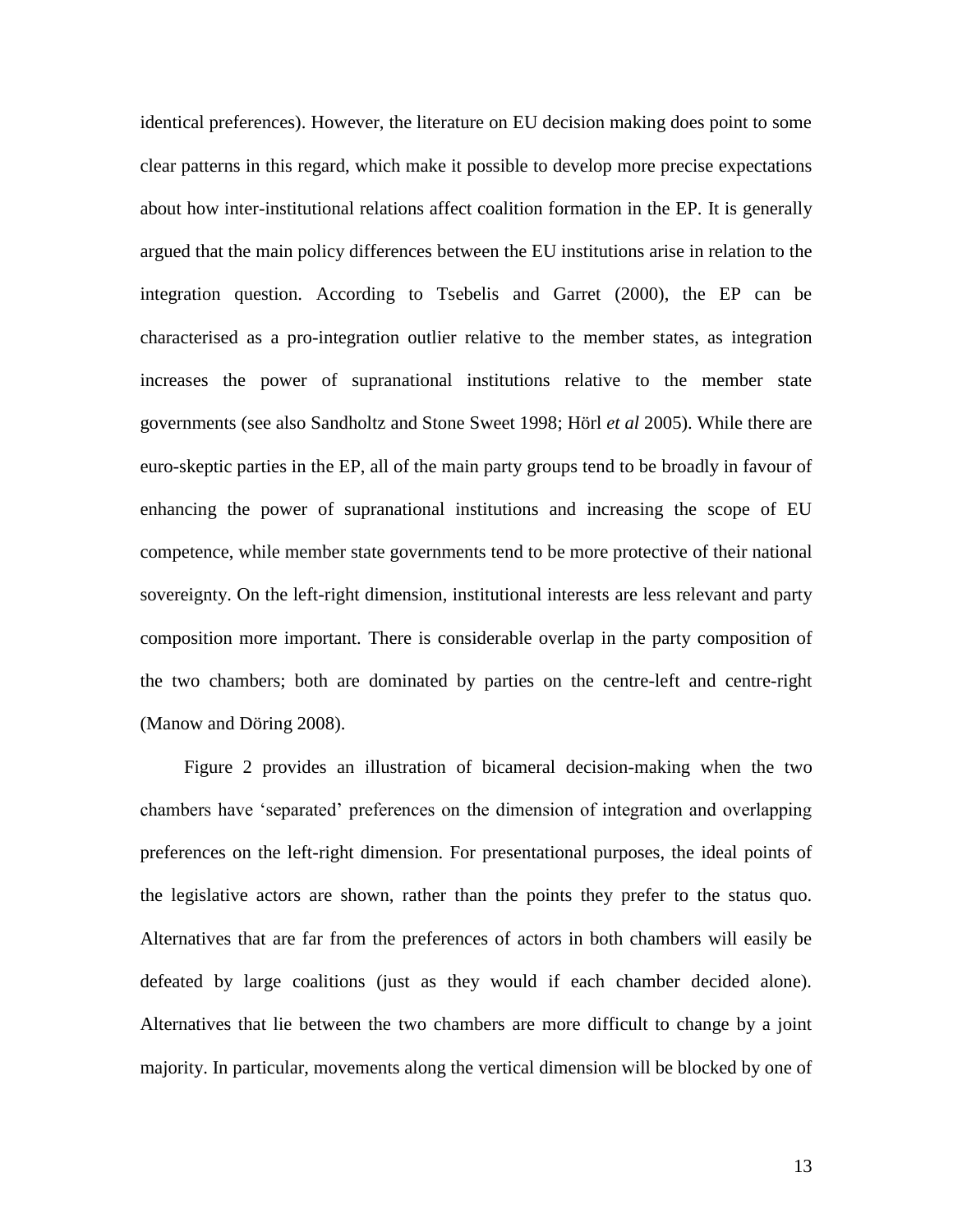identical preferences). However, the literature on EU decision making does point to some clear patterns in this regard, which make it possible to develop more precise expectations about how inter-institutional relations affect coalition formation in the EP. It is generally argued that the main policy differences between the EU institutions arise in relation to the integration question. According to Tsebelis and Garret (2000), the EP can be characterised as a pro-integration outlier relative to the member states, as integration increases the power of supranational institutions relative to the member state governments (see also Sandholtz and Stone Sweet 1998; Hörl *et al* 2005). While there are euro-skeptic parties in the EP, all of the main party groups tend to be broadly in favour of enhancing the power of supranational institutions and increasing the scope of EU competence, while member state governments tend to be more protective of their national sovereignty. On the left-right dimension, institutional interests are less relevant and party composition more important. There is considerable overlap in the party composition of the two chambers; both are dominated by parties on the centre-left and centre-right (Manow and Döring 2008).

Figure 2 provides an illustration of bicameral decision-making when the two chambers have 'separated' preferences on the dimension of integration and overlapping preferences on the left-right dimension. For presentational purposes, the ideal points of the legislative actors are shown, rather than the points they prefer to the status quo. Alternatives that are far from the preferences of actors in both chambers will easily be defeated by large coalitions (just as they would if each chamber decided alone). Alternatives that lie between the two chambers are more difficult to change by a joint majority. In particular, movements along the vertical dimension will be blocked by one of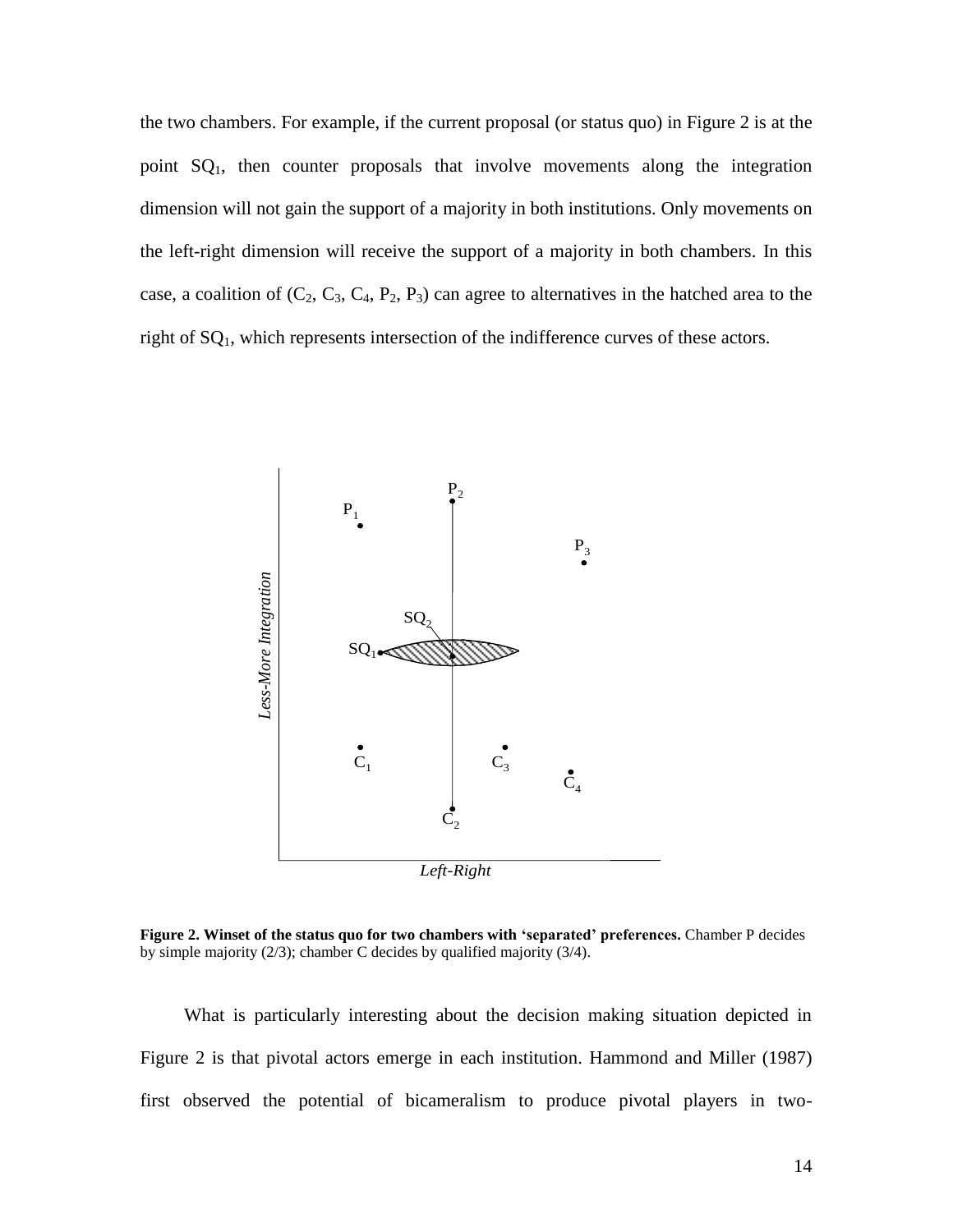the two chambers. For example, if the current proposal (or status quo) in Figure 2 is at the point $SQ_1$, then counter proposals that involve movements along the integration dimension will not gain the support of a majority in both institutions. Only movements on the left-right dimension will receive the support of a majority in both chambers. In this case, a coalition of ($C_2$, $C_3$, $C_4$, $P_2$, $P_3$) can agree to alternatives in the hatched area to the right of $SQ_1$, which represents intersection of the indifference curves of these actors.

**Figure 2. Winset of the status quo for two chambers with 'separated' preferences.** Chamber P decides by simple majority (2/3); chamber C decides by qualified majority (3/4).

What is particularly interesting about the decision making situation depicted in Figure 2 is that pivotal actors emerge in each institution. Hammond and Miller (1987) first observed the potential of bicameralism to produce pivotal players in two-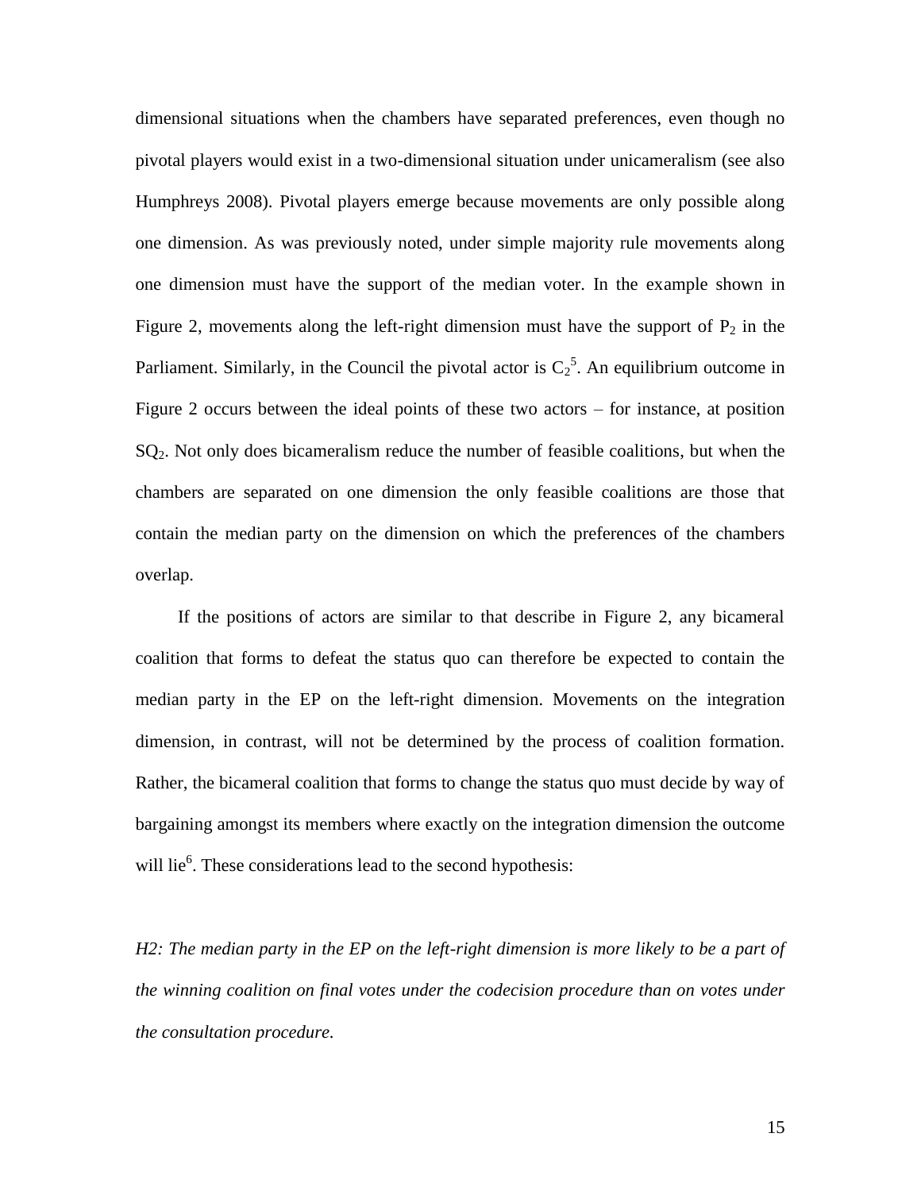dimensional situations when the chambers have separated preferences, even though no pivotal players would exist in a two-dimensional situation under unicameralism (see also Humphreys 2008). Pivotal players emerge because movements are only possible along one dimension. As was previously noted, under simple majority rule movements along one dimension must have the support of the median voter. In the example shown in Figure 2, movements along the left-right dimension must have the support of $P_2$ in the Parliament. Similarly, in the Council the pivotal actor is $C_2$[5]. An equilibrium outcome in Figure 2 occurs between the ideal points of these two actors – for instance, at position $SQ_2$. Not only does bicameralism reduce the number of feasible coalitions, but when the chambers are separated on one dimension the only feasible coalitions are those that contain the median party on the dimension on which the preferences of the chambers overlap.

If the positions of actors are similar to that describe in Figure 2, any bicameral coalition that forms to defeat the status quo can therefore be expected to contain the median party in the EP on the left-right dimension. Movements on the integration dimension, in contrast, will not be determined by the process of coalition formation. Rather, the bicameral coalition that forms to change the status quo must decide by way of bargaining amongst its members where exactly on the integration dimension the outcome will lie[6]. These considerations lead to the second hypothesis:

*H2: The median party in the EP on the left-right dimension is more likely to be a part of the winning coalition on final votes under the codecision procedure than on votes under the consultation procedure.*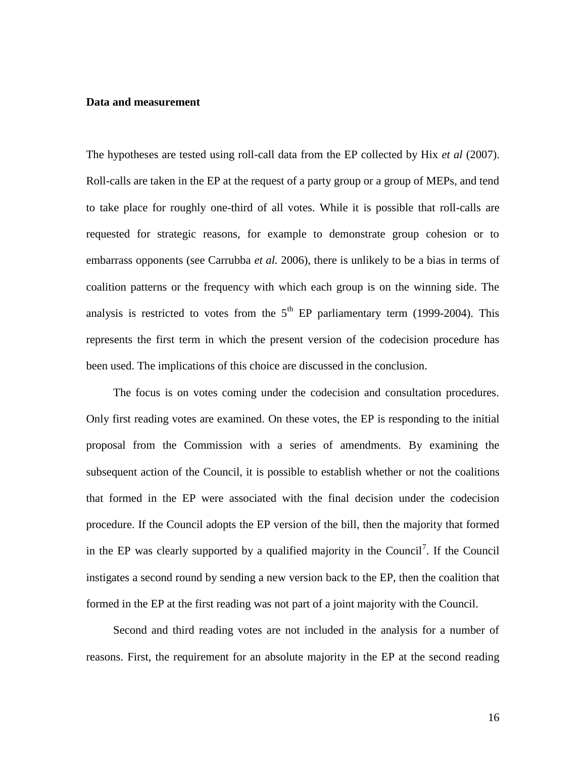**Data and measurement**

The hypotheses are tested using roll-call data from the EP collected by Hix *et al* (2007). Roll-calls are taken in the EP at the request of a party group or a group of MEPs, and tend to take place for roughly one-third of all votes. While it is possible that roll-calls are requested for strategic reasons, for example to demonstrate group cohesion or to embarrass opponents (see Carrubba *et al.* 2006), there is unlikely to be a bias in terms of coalition patterns or the frequency with which each group is on the winning side. The analysis is restricted to votes from the 5th EP parliamentary term (1999-2004). This represents the first term in which the present version of the codecision procedure has been used. The implications of this choice are discussed in the conclusion.

The focus is on votes coming under the codecision and consultation procedures. Only first reading votes are examined. On these votes, the EP is responding to the initial proposal from the Commission with a series of amendments. By examining the subsequent action of the Council, it is possible to establish whether or not the coalitions that formed in the EP were associated with the final decision under the codecision procedure. If the Council adopts the EP version of the bill, then the majority that formed in the EP was clearly supported by a qualified majority in the Council[7]. If the Council instigates a second round by sending a new version back to the EP, then the coalition that formed in the EP at the first reading was not part of a joint majority with the Council.

Second and third reading votes are not included in the analysis for a number of reasons. First, the requirement for an absolute majority in the EP at the second reading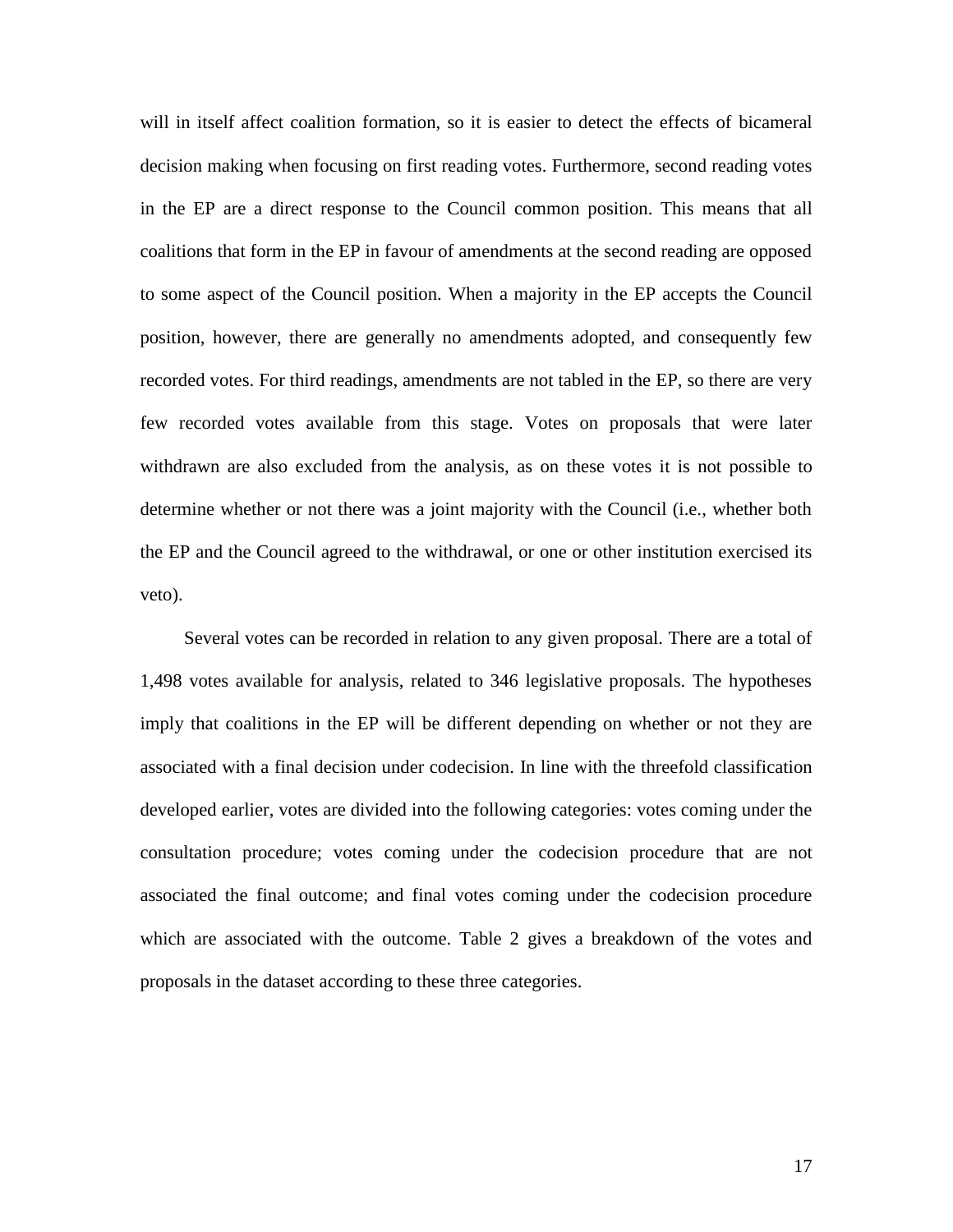will in itself affect coalition formation, so it is easier to detect the effects of bicameral decision making when focusing on first reading votes. Furthermore, second reading votes in the EP are a direct response to the Council common position. This means that all coalitions that form in the EP in favour of amendments at the second reading are opposed to some aspect of the Council position. When a majority in the EP accepts the Council position, however, there are generally no amendments adopted, and consequently few recorded votes. For third readings, amendments are not tabled in the EP, so there are very few recorded votes available from this stage. Votes on proposals that were later withdrawn are also excluded from the analysis, as on these votes it is not possible to determine whether or not there was a joint majority with the Council (i.e., whether both the EP and the Council agreed to the withdrawal, or one or other institution exercised its veto).

Several votes can be recorded in relation to any given proposal. There are a total of 1,498 votes available for analysis, related to 346 legislative proposals. The hypotheses imply that coalitions in the EP will be different depending on whether or not they are associated with a final decision under codecision. In line with the threefold classification developed earlier, votes are divided into the following categories: votes coming under the consultation procedure; votes coming under the codecision procedure that are not associated the final outcome; and final votes coming under the codecision procedure which are associated with the outcome. Table 2 gives a breakdown of the votes and proposals in the dataset according to these three categories.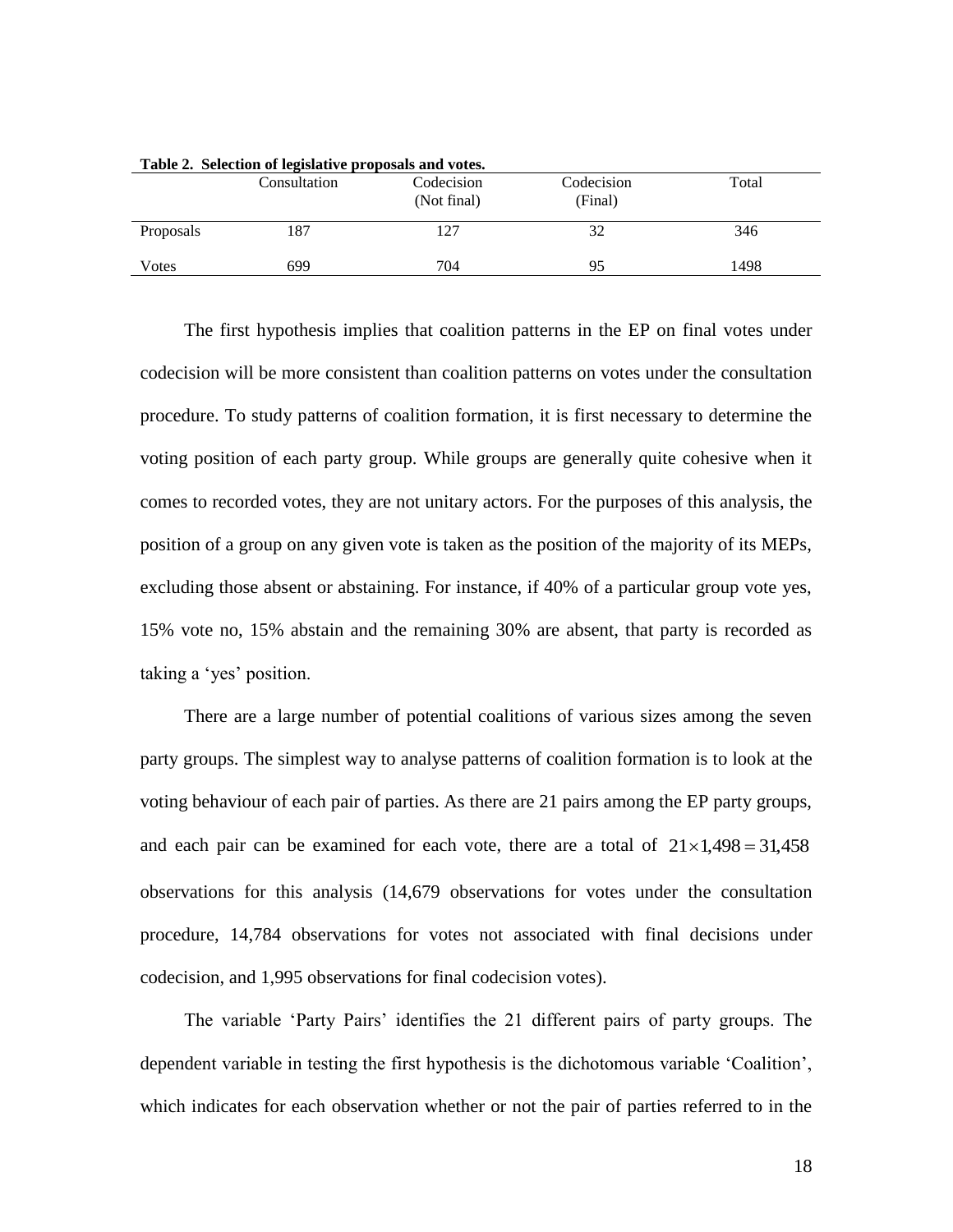**Table 2. Selection of legislative proposals and votes.**

| | Consultation | Codecision (Not final) | Codecision (Final) | Total |
|---|---|---|---|---|
| Proposals | 187 | 127 | 32 | 346 |
| Votes | 699 | 704 | 95 | 1498 |

The first hypothesis implies that coalition patterns in the EP on final votes under codecision will be more consistent than coalition patterns on votes under the consultation procedure. To study patterns of coalition formation, it is first necessary to determine the voting position of each party group. While groups are generally quite cohesive when it comes to recorded votes, they are not unitary actors. For the purposes of this analysis, the position of a group on any given vote is taken as the position of the majority of its MEPs, excluding those absent or abstaining. For instance, if 40% of a particular group vote yes, 15% vote no, 15% abstain and the remaining 30% are absent, that party is recorded as taking a 'yes' position.

There are a large number of potential coalitions of various sizes among the seven party groups. The simplest way to analyse patterns of coalition formation is to look at the voting behaviour of each pair of parties. As there are 21 pairs among the EP party groups, and each pair can be examined for each vote, there are a total of $21 \times 1{,}498 = 31{,}458$ observations for this analysis (14,679 observations for votes under the consultation procedure, 14,784 observations for votes not associated with final decisions under codecision, and 1,995 observations for final codecision votes).

The variable 'Party Pairs' identifies the 21 different pairs of party groups. The dependent variable in testing the first hypothesis is the dichotomous variable 'Coalition', which indicates for each observation whether or not the pair of parties referred to in the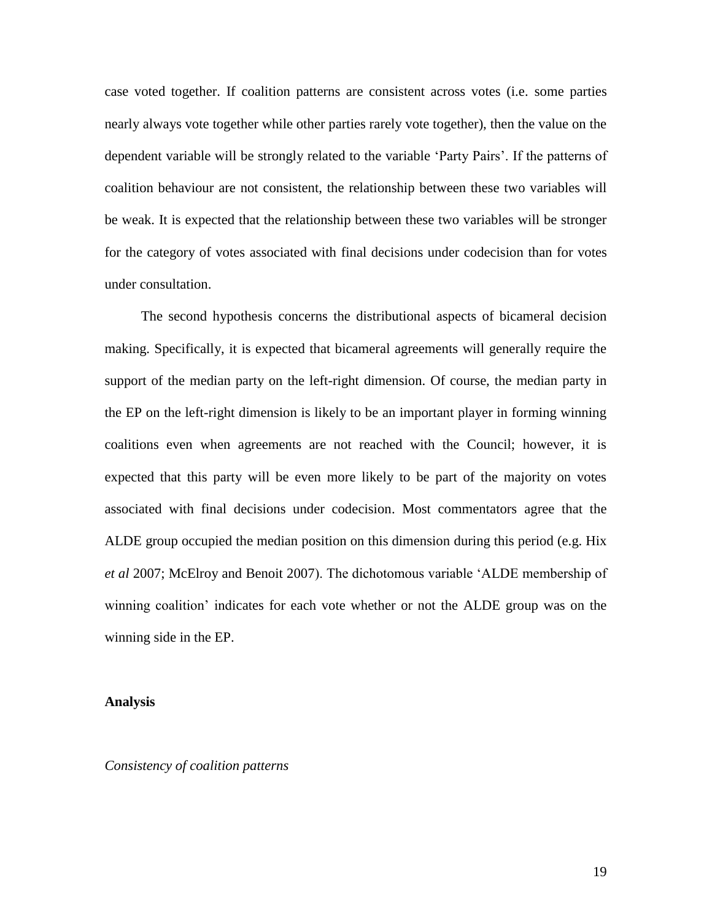case voted together. If coalition patterns are consistent across votes (i.e. some parties nearly always vote together while other parties rarely vote together), then the value on the dependent variable will be strongly related to the variable 'Party Pairs'. If the patterns of coalition behaviour are not consistent, the relationship between these two variables will be weak. It is expected that the relationship between these two variables will be stronger for the category of votes associated with final decisions under codecision than for votes under consultation.

The second hypothesis concerns the distributional aspects of bicameral decision making. Specifically, it is expected that bicameral agreements will generally require the support of the median party on the left-right dimension. Of course, the median party in the EP on the left-right dimension is likely to be an important player in forming winning coalitions even when agreements are not reached with the Council; however, it is expected that this party will be even more likely to be part of the majority on votes associated with final decisions under codecision. Most commentators agree that the ALDE group occupied the median position on this dimension during this period (e.g. Hix *et al* 2007; McElroy and Benoit 2007). The dichotomous variable 'ALDE membership of winning coalition' indicates for each vote whether or not the ALDE group was on the winning side in the EP.

## Analysis

### *Consistency of coalition patterns*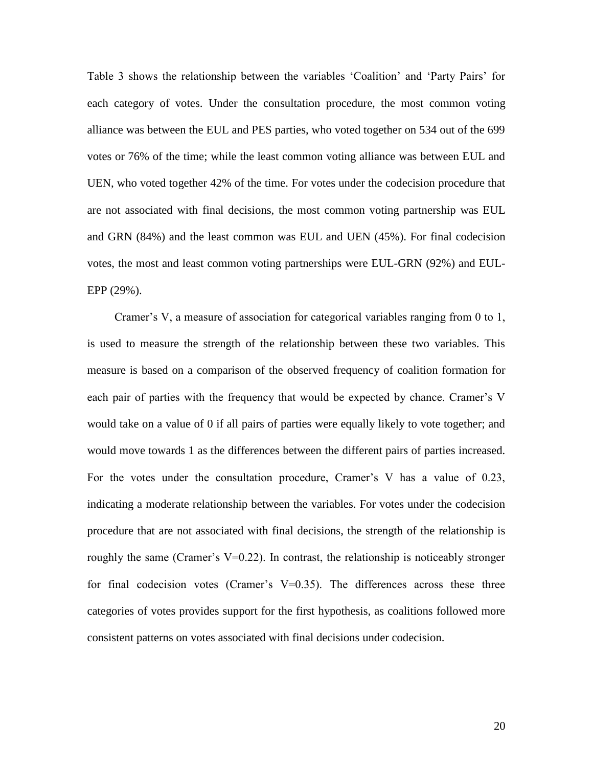Table 3 shows the relationship between the variables 'Coalition' and 'Party Pairs' for each category of votes. Under the consultation procedure, the most common voting alliance was between the EUL and PES parties, who voted together on 534 out of the 699 votes or 76% of the time; while the least common voting alliance was between EUL and UEN, who voted together 42% of the time. For votes under the codecision procedure that are not associated with final decisions, the most common voting partnership was EUL and GRN (84%) and the least common was EUL and UEN (45%). For final codecision votes, the most and least common voting partnerships were EUL-GRN (92%) and EUL-EPP (29%).

Cramer's V, a measure of association for categorical variables ranging from 0 to 1, is used to measure the strength of the relationship between these two variables. This measure is based on a comparison of the observed frequency of coalition formation for each pair of parties with the frequency that would be expected by chance. Cramer's V would take on a value of 0 if all pairs of parties were equally likely to vote together; and would move towards 1 as the differences between the different pairs of parties increased. For the votes under the consultation procedure, Cramer's V has a value of 0.23, indicating a moderate relationship between the variables. For votes under the codecision procedure that are not associated with final decisions, the strength of the relationship is roughly the same (Cramer's V=0.22). In contrast, the relationship is noticeably stronger for final codecision votes (Cramer's V=0.35). The differences across these three categories of votes provides support for the first hypothesis, as coalitions followed more consistent patterns on votes associated with final decisions under codecision.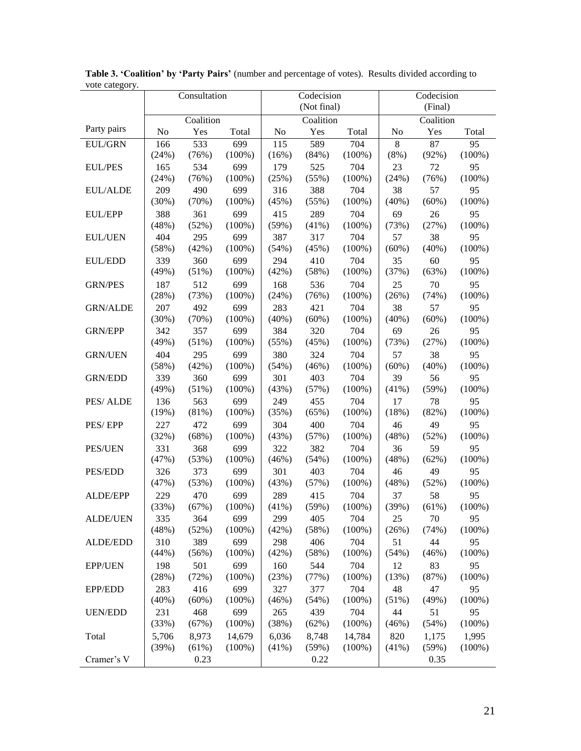**Table 3. 'Coalition' by 'Party Pairs'** (number and percentage of votes). Results divided according to vote category.

| | Consultation | | | Codecision (Not final) | | | Codecision (Final) | | |
|---|---|---|---|---|---|---|---|---|---|
| | Coalition | | | Coalition | | | Coalition | | |
| Party pairs | No | Yes | Total | No | Yes | Total | No | Yes | Total |
| EUL/GRN | 166 (24%) | 533 (76%) | 699 (100%) | 115 (16%) | 589 (84%) | 704 (100%) | 8 (8%) | 87 (92%) | 95 (100%) |
| EUL/PES | 165 (24%) | 534 (76%) | 699 (100%) | 179 (25%) | 525 (55%) | 704 (100%) | 23 (24%) | 72 (76%) | 95 (100%) |
| EUL/ALDE | 209 (30%) | 490 (70%) | 699 (100%) | 316 (45%) | 388 (55%) | 704 (100%) | 38 (40%) | 57 (60%) | 95 (100%) |
| EUL/EPP | 388 (48%) | 361 (52%) | 699 (100%) | 415 (59%) | 289 (41%) | 704 (100%) | 69 (73%) | 26 (27%) | 95 (100%) |
| EUL/UEN | 404 (58%) | 295 (42%) | 699 (100%) | 387 (54%) | 317 (45%) | 704 (100%) | 57 (60%) | 38 (40%) | 95 (100%) |
| EUL/EDD | 339 (49%) | 360 (51%) | 699 (100%) | 294 (42%) | 410 (58%) | 704 (100%) | 35 (37%) | 60 (63%) | 95 (100%) |
| GRN/PES | 187 (28%) | 512 (73%) | 699 (100%) | 168 (24%) | 536 (76%) | 704 (100%) | 25 (26%) | 70 (74%) | 95 (100%) |
| GRN/ALDE | 207 (30%) | 492 (70%) | 699 (100%) | 283 (40%) | 421 (60%) | 704 (100%) | 38 (40%) | 57 (60%) | 95 (100%) |
| GRN/EPP | 342 (49%) | 357 (51%) | 699 (100%) | 384 (55%) | 320 (45%) | 704 (100%) | 69 (73%) | 26 (27%) | 95 (100%) |
| GRN/UEN | 404 (58%) | 295 (42%) | 699 (100%) | 380 (54%) | 324 (46%) | 704 (100%) | 57 (60%) | 38 (40%) | 95 (100%) |
| GRN/EDD | 339 (49%) | 360 (51%) | 699 (100%) | 301 (43%) | 403 (57%) | 704 (100%) | 39 (41%) | 56 (59%) | 95 (100%) |
| PES/ ALDE | 136 (19%) | 563 (81%) | 699 (100%) | 249 (35%) | 455 (65%) | 704 (100%) | 17 (18%) | 78 (82%) | 95 (100%) |
| PES/ EPP | 227 (32%) | 472 (68%) | 699 (100%) | 304 (43%) | 400 (57%) | 704 (100%) | 46 (48%) | 49 (52%) | 95 (100%) |
| PES/UEN | 331 (47%) | 368 (53%) | 699 (100%) | 322 (46%) | 382 (54%) | 704 (100%) | 36 (48%) | 59 (62%) | 95 (100%) |
| PES/EDD | 326 (47%) | 373 (53%) | 699 (100%) | 301 (43%) | 403 (57%) | 704 (100%) | 46 (48%) | 49 (52%) | 95 (100%) |
| ALDE/EPP | 229 (33%) | 470 (67%) | 699 (100%) | 289 (41%) | 415 (59%) | 704 (100%) | 37 (39%) | 58 (61%) | 95 (100%) |
| ALDE/UEN | 335 (48%) | 364 (52%) | 699 (100%) | 299 (42%) | 405 (58%) | 704 (100%) | 25 (26%) | 70 (74%) | 95 (100%) |
| ALDE/EDD | 310 (44%) | 389 (56%) | 699 (100%) | 298 (42%) | 406 (58%) | 704 (100%) | 51 (54%) | 44 (46%) | 95 (100%) |
| EPP/UEN | 198 (28%) | 501 (72%) | 699 (100%) | 160 (23%) | 544 (77%) | 704 (100%) | 12 (13%) | 83 (87%) | 95 (100%) |
| EPP/EDD | 283 (40%) | 416 (60%) | 699 (100%) | 327 (46%) | 377 (54%) | 704 (100%) | 48 (51%) | 47 (49%) | 95 (100%) |
| UEN/EDD | 231 (33%) | 468 (67%) | 699 (100%) | 265 (38%) | 439 (62%) | 704 (100%) | 44 (46%) | 51 (54%) | 95 (100%) |
| Total | 5,706 (39%) | 8,973 (61%) | 14,679 (100%) | 6,036 (41%) | 8,748 (59%) | 14,784 (100%) | 820 (41%) | 1,175 (59%) | 1,995 (100%) |
| Cramer's V | | 0.23 | | | 0.22 | | | 0.35 | |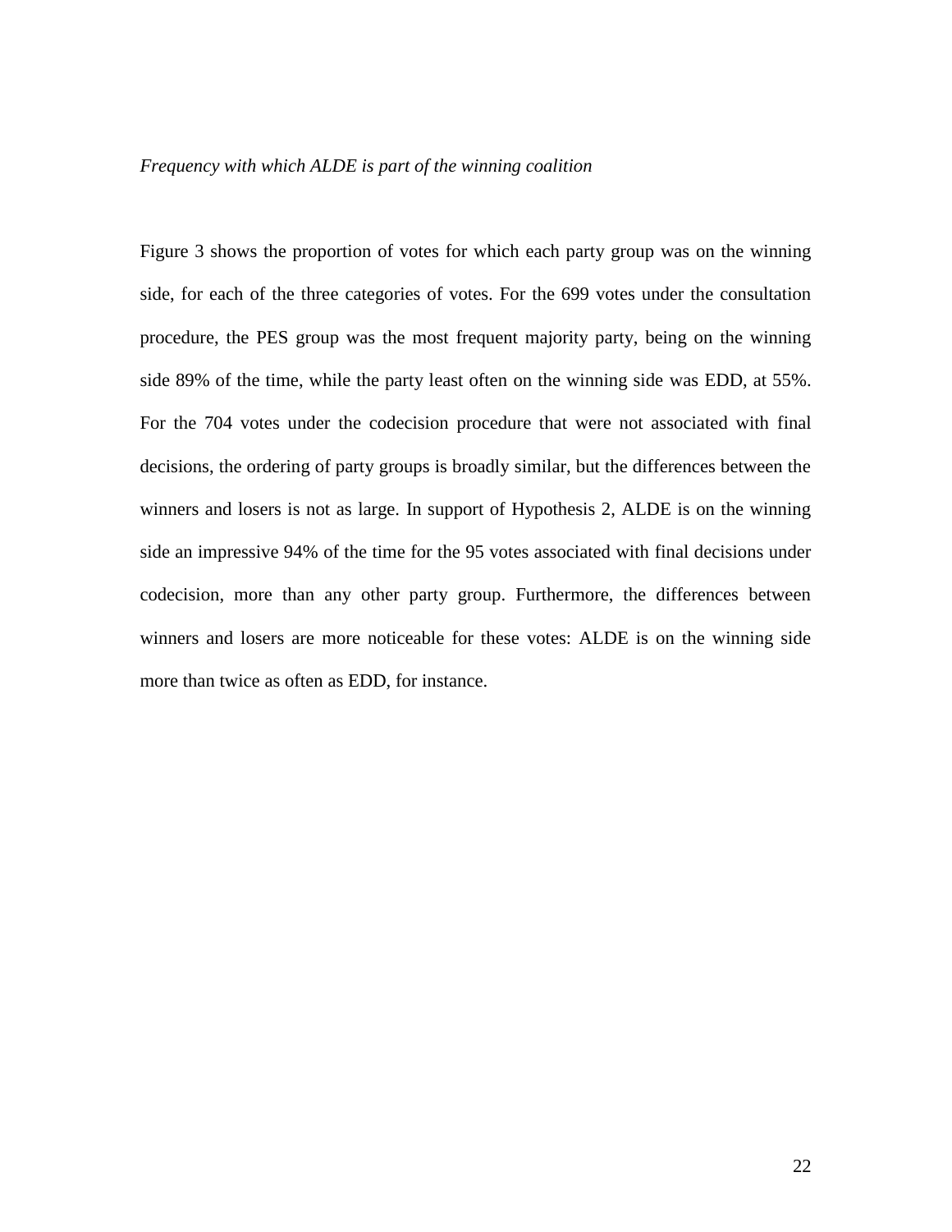*Frequency with which ALDE is part of the winning coalition*

Figure 3 shows the proportion of votes for which each party group was on the winning side, for each of the three categories of votes. For the 699 votes under the consultation procedure, the PES group was the most frequent majority party, being on the winning side 89% of the time, while the party least often on the winning side was EDD, at 55%. For the 704 votes under the codecision procedure that were not associated with final decisions, the ordering of party groups is broadly similar, but the differences between the winners and losers is not as large. In support of Hypothesis 2, ALDE is on the winning side an impressive 94% of the time for the 95 votes associated with final decisions under codecision, more than any other party group. Furthermore, the differences between winners and losers are more noticeable for these votes: ALDE is on the winning side more than twice as often as EDD, for instance.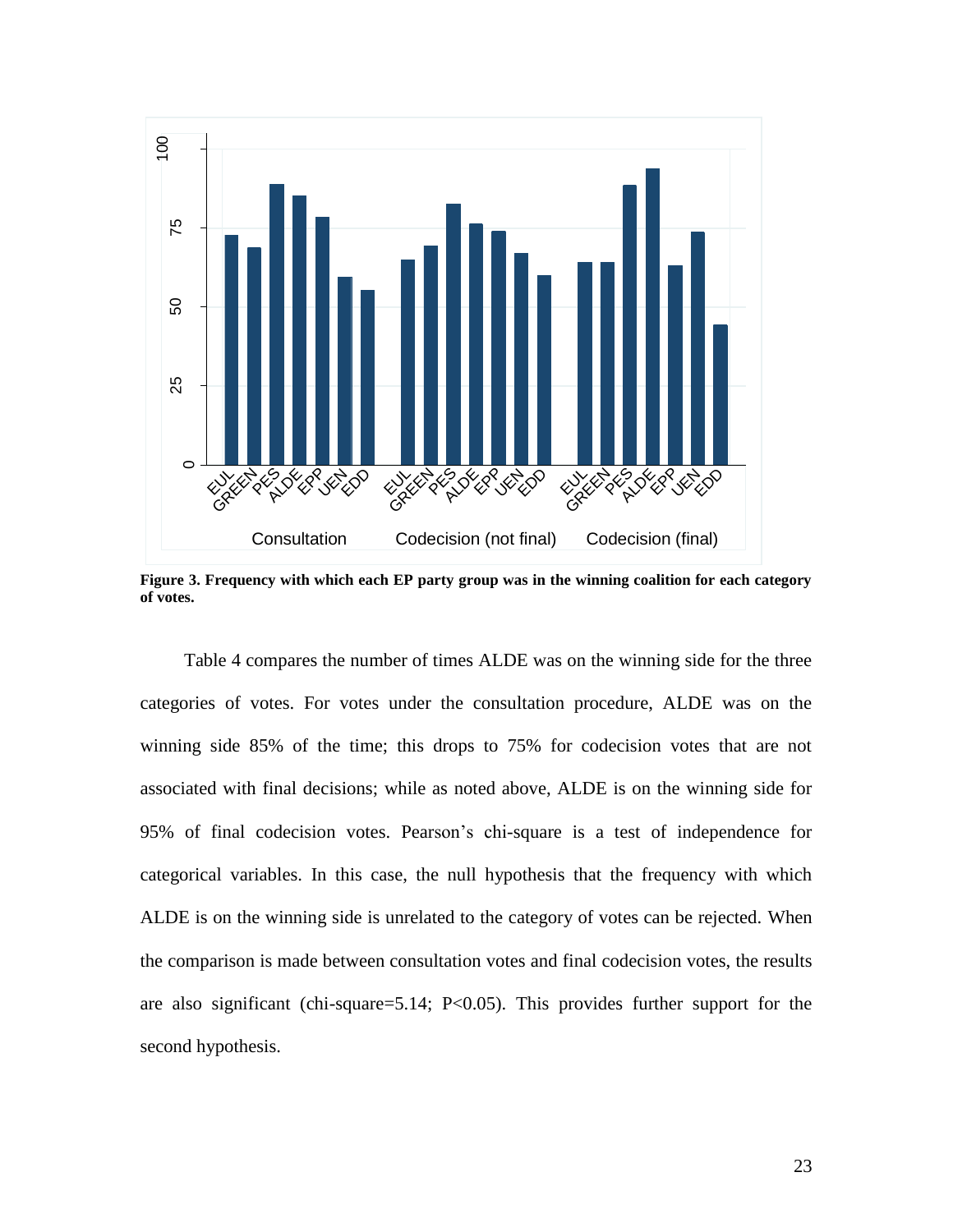**Figure 3. Frequency with which each EP party group was in the winning coalition for each category of votes.**

Table 4 compares the number of times ALDE was on the winning side for the three categories of votes. For votes under the consultation procedure, ALDE was on the winning side 85% of the time; this drops to 75% for codecision votes that are not associated with final decisions; while as noted above, ALDE is on the winning side for 95% of final codecision votes. Pearson's chi-square is a test of independence for categorical variables. In this case, the null hypothesis that the frequency with which ALDE is on the winning side is unrelated to the category of votes can be rejected. When the comparison is made between consultation votes and final codecision votes, the results are also significant (chi-square=5.14; P<0.05). This provides further support for the second hypothesis.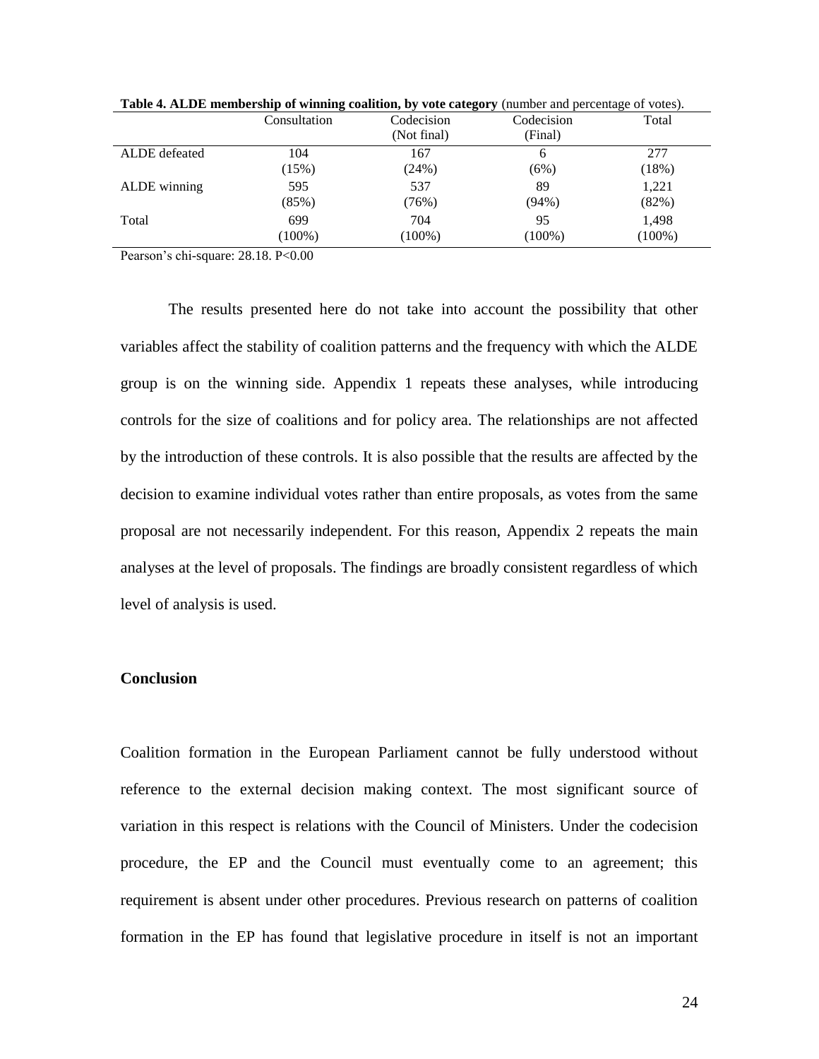**Table 4. ALDE membership of winning coalition, by vote category** (number and percentage of votes).

| | Consultation | Codecision (Not final) | Codecision (Final) | Total |
|---|---|---|---|---|
| ALDE defeated | 104<br>(15%) | 167<br>(24%) | 6<br>(6%) | 277<br>(18%) |
| ALDE winning | 595<br>(85%) | 537<br>(76%) | 89<br>(94%) | 1,221<br>(82%) |
| Total | 699<br>(100%) | 704<br>(100%) | 95<br>(100%) | 1,498<br>(100%) |

Pearson's chi-square: 28.18. P<0.00

The results presented here do not take into account the possibility that other variables affect the stability of coalition patterns and the frequency with which the ALDE group is on the winning side. Appendix 1 repeats these analyses, while introducing controls for the size of coalitions and for policy area. The relationships are not affected by the introduction of these controls. It is also possible that the results are affected by the decision to examine individual votes rather than entire proposals, as votes from the same proposal are not necessarily independent. For this reason, Appendix 2 repeats the main analyses at the level of proposals. The findings are broadly consistent regardless of which level of analysis is used.

## Conclusion

Coalition formation in the European Parliament cannot be fully understood without reference to the external decision making context. The most significant source of variation in this respect is relations with the Council of Ministers. Under the codecision procedure, the EP and the Council must eventually come to an agreement; this requirement is absent under other procedures. Previous research on patterns of coalition formation in the EP has found that legislative procedure in itself is not an important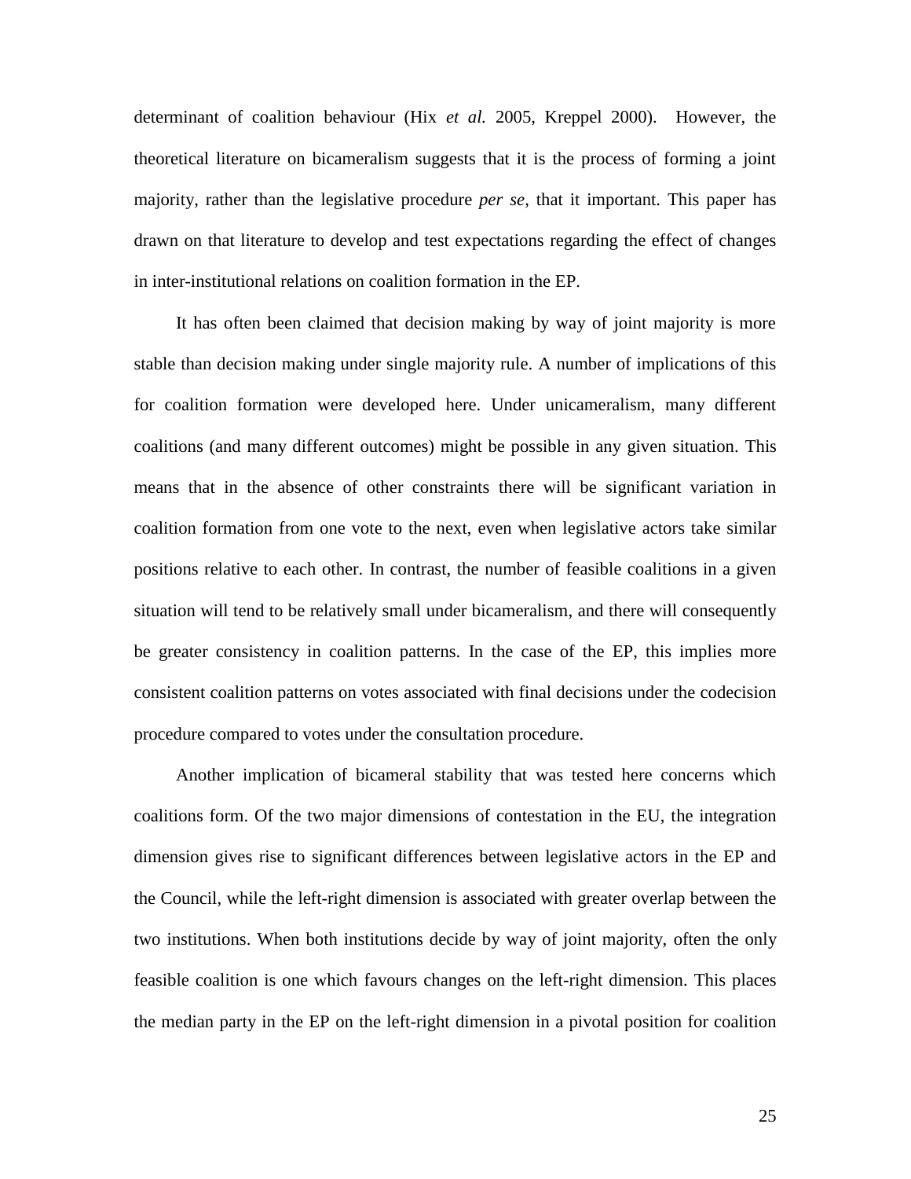determinant of coalition behaviour (Hix *et al.* 2005, Kreppel 2000). However, the theoretical literature on bicameralism suggests that it is the process of forming a joint majority, rather than the legislative procedure *per se*, that it important. This paper has drawn on that literature to develop and test expectations regarding the effect of changes in inter-institutional relations on coalition formation in the EP.

It has often been claimed that decision making by way of joint majority is more stable than decision making under single majority rule. A number of implications of this for coalition formation were developed here. Under unicameralism, many different coalitions (and many different outcomes) might be possible in any given situation. This means that in the absence of other constraints there will be significant variation in coalition formation from one vote to the next, even when legislative actors take similar positions relative to each other. In contrast, the number of feasible coalitions in a given situation will tend to be relatively small under bicameralism, and there will consequently be greater consistency in coalition patterns. In the case of the EP, this implies more consistent coalition patterns on votes associated with final decisions under the codecision procedure compared to votes under the consultation procedure.

Another implication of bicameral stability that was tested here concerns which coalitions form. Of the two major dimensions of contestation in the EU, the integration dimension gives rise to significant differences between legislative actors in the EP and the Council, while the left-right dimension is associated with greater overlap between the two institutions. When both institutions decide by way of joint majority, often the only feasible coalition is one which favours changes on the left-right dimension. This places the median party in the EP on the left-right dimension in a pivotal position for coalition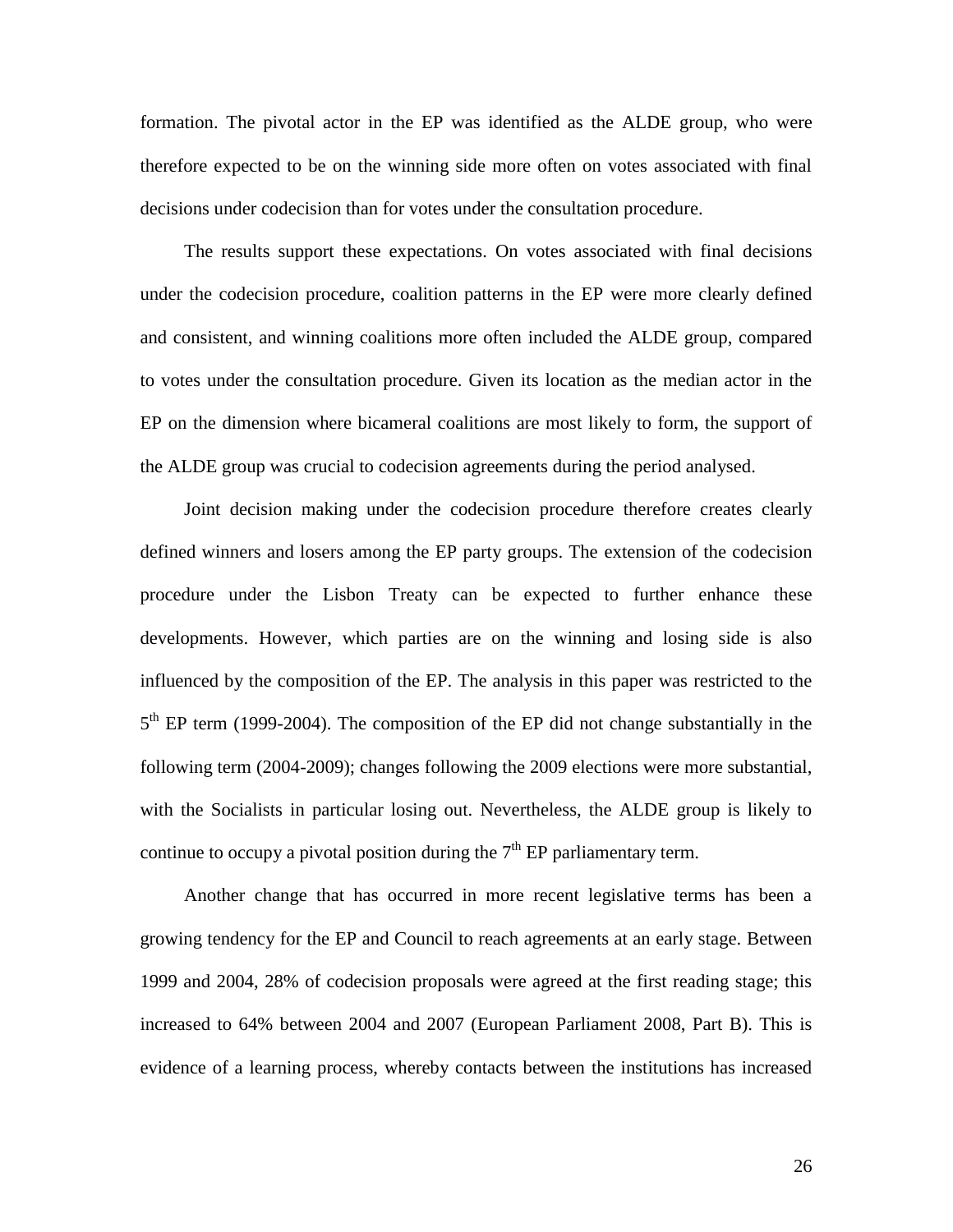formation. The pivotal actor in the EP was identified as the ALDE group, who were therefore expected to be on the winning side more often on votes associated with final decisions under codecision than for votes under the consultation procedure.

The results support these expectations. On votes associated with final decisions under the codecision procedure, coalition patterns in the EP were more clearly defined and consistent, and winning coalitions more often included the ALDE group, compared to votes under the consultation procedure. Given its location as the median actor in the EP on the dimension where bicameral coalitions are most likely to form, the support of the ALDE group was crucial to codecision agreements during the period analysed.

Joint decision making under the codecision procedure therefore creates clearly defined winners and losers among the EP party groups. The extension of the codecision procedure under the Lisbon Treaty can be expected to further enhance these developments. However, which parties are on the winning and losing side is also influenced by the composition of the EP. The analysis in this paper was restricted to the 5th EP term (1999-2004). The composition of the EP did not change substantially in the following term (2004-2009); changes following the 2009 elections were more substantial, with the Socialists in particular losing out. Nevertheless, the ALDE group is likely to continue to occupy a pivotal position during the 7th EP parliamentary term.

Another change that has occurred in more recent legislative terms has been a growing tendency for the EP and Council to reach agreements at an early stage. Between 1999 and 2004, 28% of codecision proposals were agreed at the first reading stage; this increased to 64% between 2004 and 2007 (European Parliament 2008, Part B). This is evidence of a learning process, whereby contacts between the institutions has increased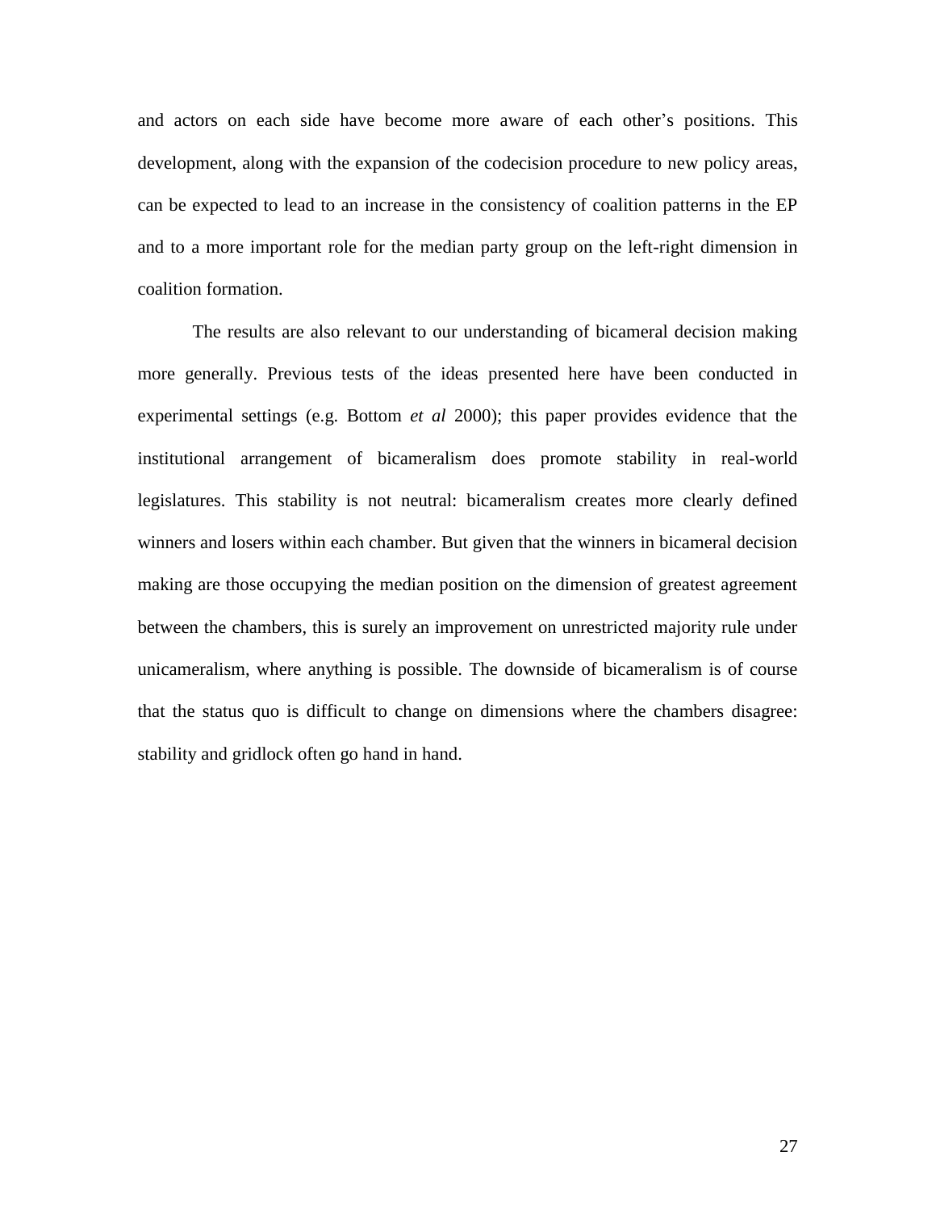and actors on each side have become more aware of each other's positions. This development, along with the expansion of the codecision procedure to new policy areas, can be expected to lead to an increase in the consistency of coalition patterns in the EP and to a more important role for the median party group on the left-right dimension in coalition formation.

The results are also relevant to our understanding of bicameral decision making more generally. Previous tests of the ideas presented here have been conducted in experimental settings (e.g. Bottom *et al* 2000); this paper provides evidence that the institutional arrangement of bicameralism does promote stability in real-world legislatures. This stability is not neutral: bicameralism creates more clearly defined winners and losers within each chamber. But given that the winners in bicameral decision making are those occupying the median position on the dimension of greatest agreement between the chambers, this is surely an improvement on unrestricted majority rule under unicameralism, where anything is possible. The downside of bicameralism is of course that the status quo is difficult to change on dimensions where the chambers disagree: stability and gridlock often go hand in hand.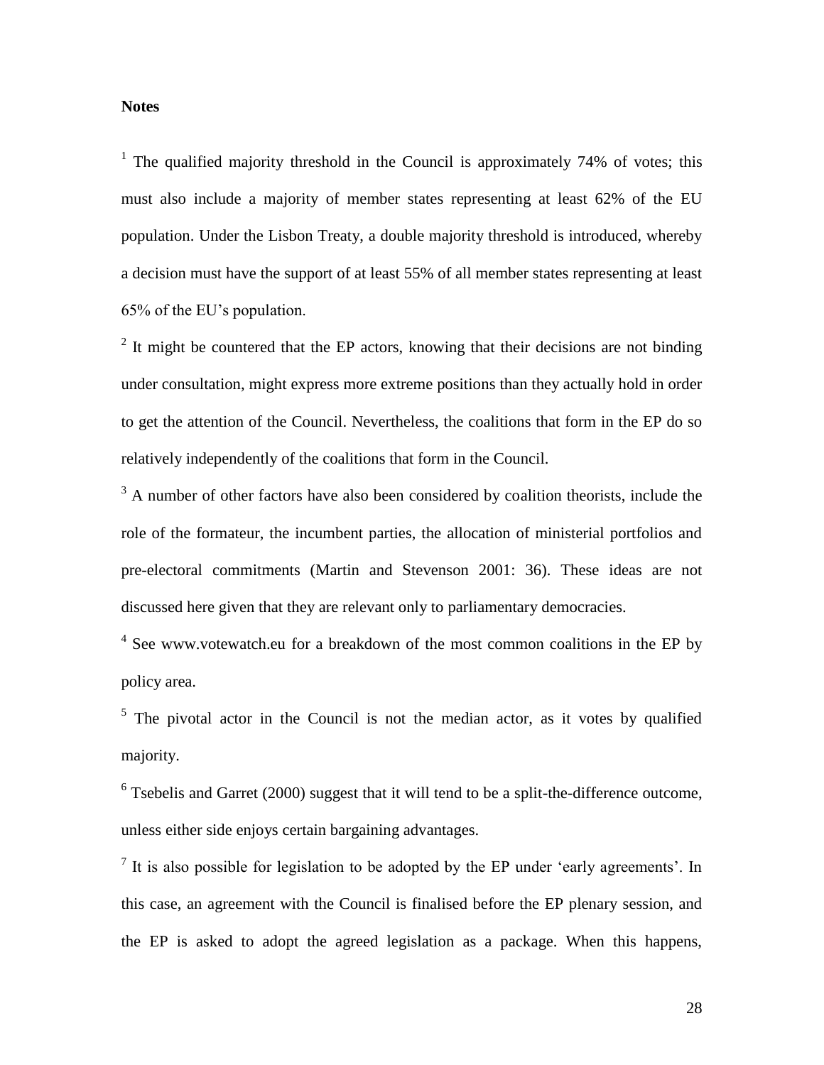**Notes**

[1] The qualified majority threshold in the Council is approximately 74% of votes; this must also include a majority of member states representing at least 62% of the EU population. Under the Lisbon Treaty, a double majority threshold is introduced, whereby a decision must have the support of at least 55% of all member states representing at least 65% of the EU's population.

[2] It might be countered that the EP actors, knowing that their decisions are not binding under consultation, might express more extreme positions than they actually hold in order to get the attention of the Council. Nevertheless, the coalitions that form in the EP do so relatively independently of the coalitions that form in the Council.

[3] A number of other factors have also been considered by coalition theorists, include the role of the formateur, the incumbent parties, the allocation of ministerial portfolios and pre-electoral commitments (Martin and Stevenson 2001: 36). These ideas are not discussed here given that they are relevant only to parliamentary democracies.

[4] See www.votewatch.eu for a breakdown of the most common coalitions in the EP by policy area.

[5] The pivotal actor in the Council is not the median actor, as it votes by qualified majority.

[6] Tsebelis and Garret (2000) suggest that it will tend to be a split-the-difference outcome, unless either side enjoys certain bargaining advantages.

[7] It is also possible for legislation to be adopted by the EP under 'early agreements'. In this case, an agreement with the Council is finalised before the EP plenary session, and the EP is asked to adopt the agreed legislation as a package. When this happens,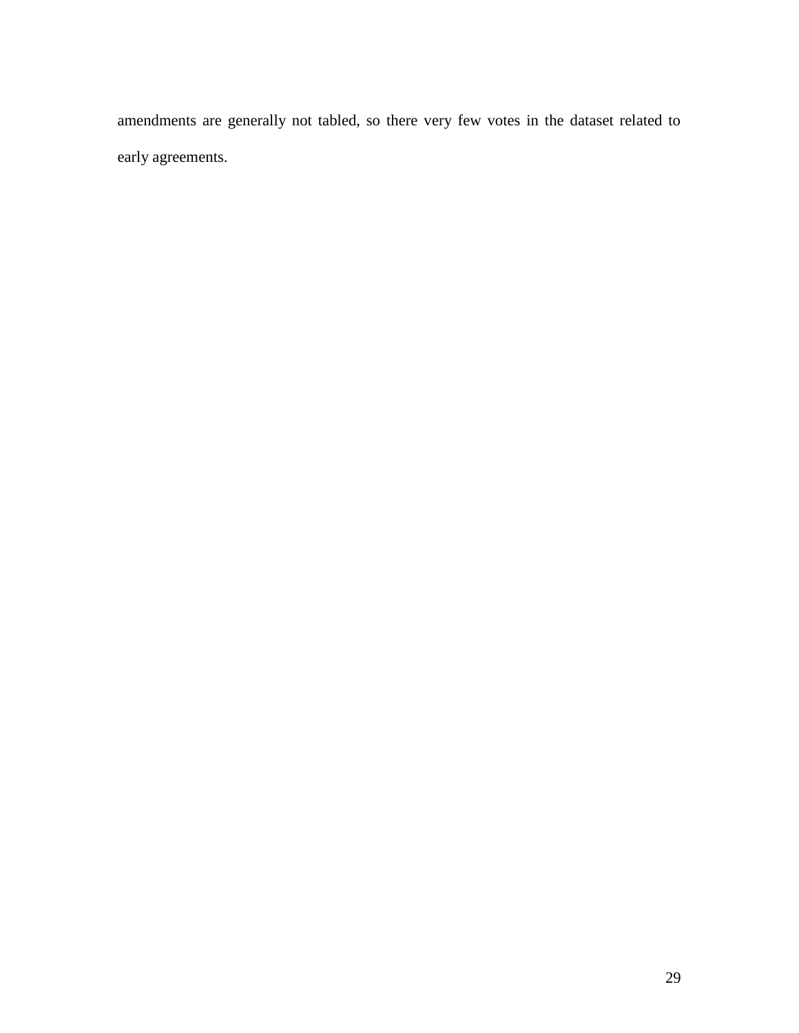amendments are generally not tabled, so there very few votes in the dataset related to early agreements.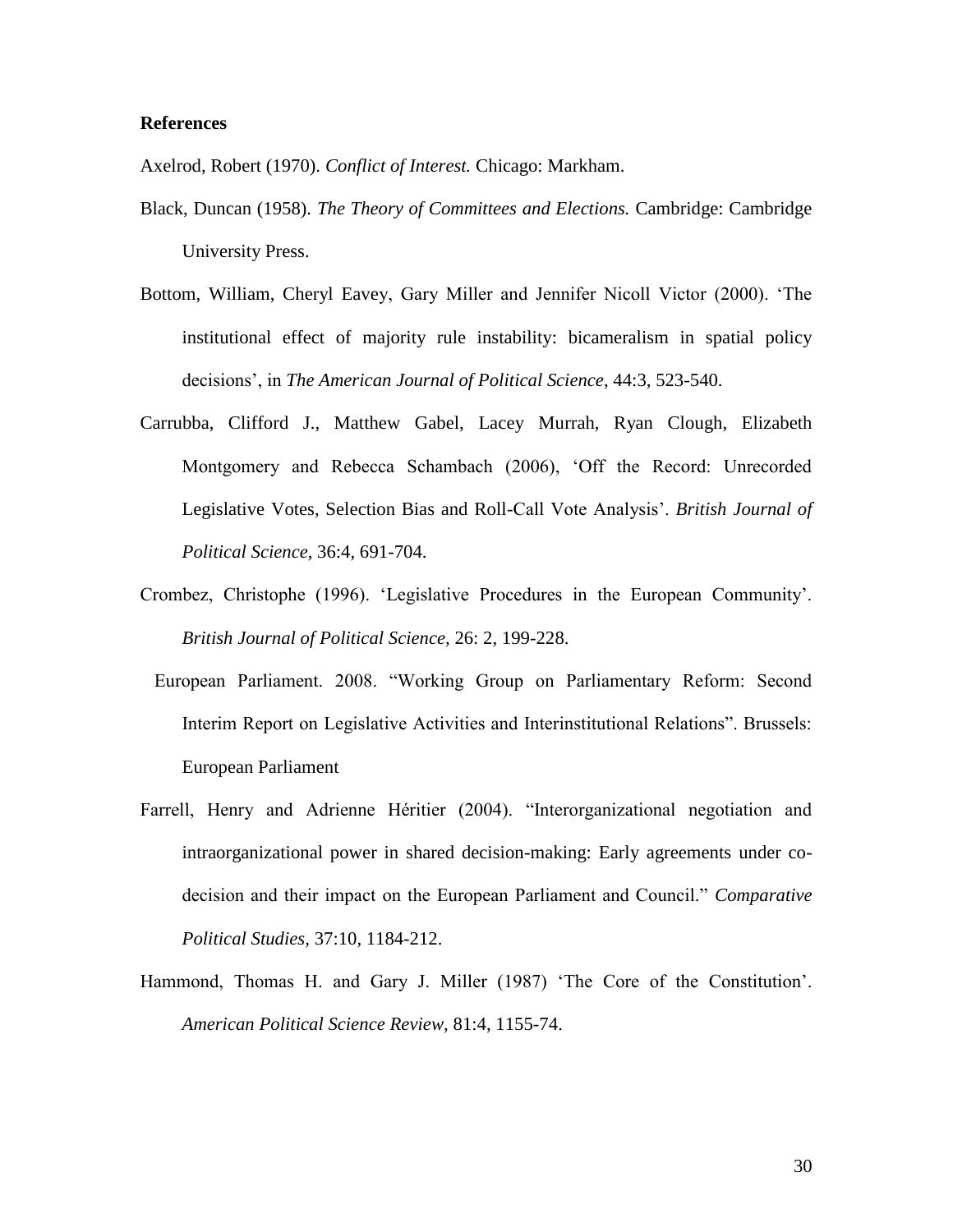**References**

Axelrod, Robert (1970). *Conflict of Interest.* Chicago: Markham.

Black, Duncan (1958). *The Theory of Committees and Elections.* Cambridge: Cambridge University Press.

Bottom, William, Cheryl Eavey, Gary Miller and Jennifer Nicoll Victor (2000). 'The institutional effect of majority rule instability: bicameralism in spatial policy decisions', in *The American Journal of Political Science*, 44:3, 523-540.

Carrubba, Clifford J., Matthew Gabel, Lacey Murrah, Ryan Clough, Elizabeth Montgomery and Rebecca Schambach (2006), 'Off the Record: Unrecorded Legislative Votes, Selection Bias and Roll-Call Vote Analysis'. *British Journal of Political Science*, 36:4, 691-704.

Crombez, Christophe (1996). 'Legislative Procedures in the European Community'. *British Journal of Political Science,* 26: 2, 199-228.

European Parliament. 2008. "Working Group on Parliamentary Reform: Second Interim Report on Legislative Activities and Interinstitutional Relations". Brussels: European Parliament

Farrell, Henry and Adrienne Héritier (2004). "Interorganizational negotiation and intraorganizational power in shared decision-making: Early agreements under co-decision and their impact on the European Parliament and Council." *Comparative Political Studies,* 37:10, 1184-212.

Hammond, Thomas H. and Gary J. Miller (1987) 'The Core of the Constitution'. *American Political Science Review,* 81:4, 1155-74.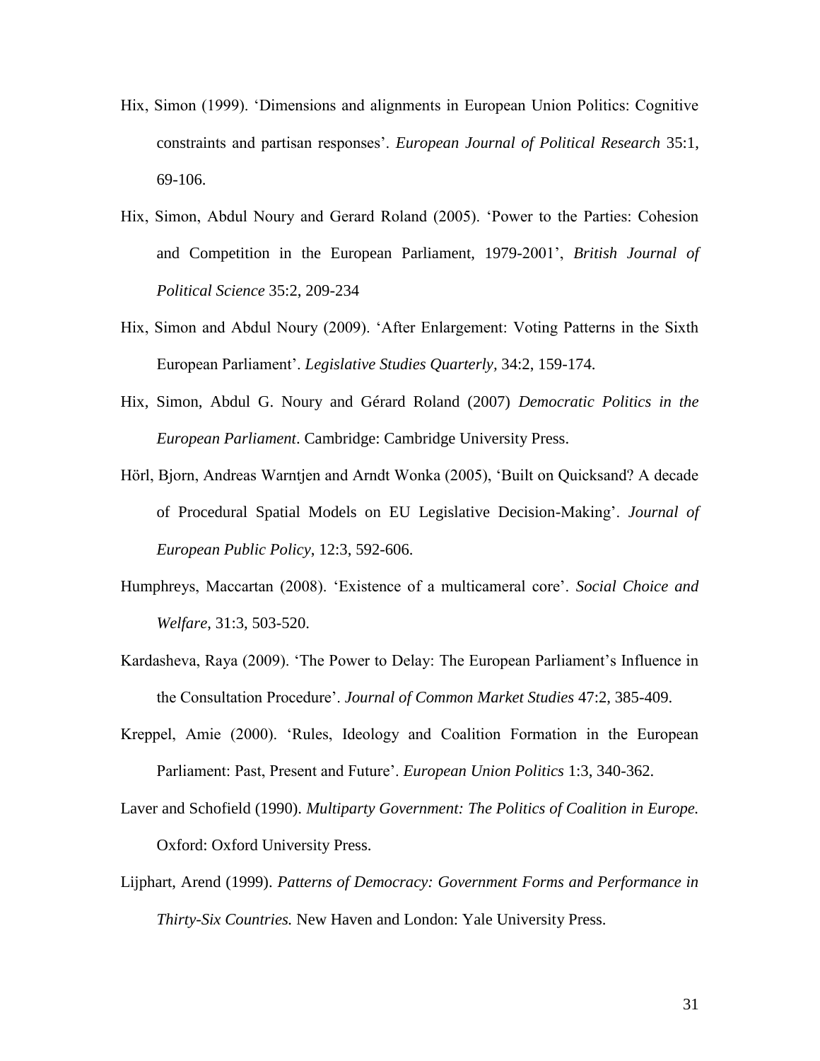Hix, Simon (1999). 'Dimensions and alignments in European Union Politics: Cognitive constraints and partisan responses'. *European Journal of Political Research* 35:1, 69-106.

Hix, Simon, Abdul Noury and Gerard Roland (2005). 'Power to the Parties: Cohesion and Competition in the European Parliament, 1979-2001', *British Journal of Political Science* 35:2, 209-234

Hix, Simon and Abdul Noury (2009). 'After Enlargement: Voting Patterns in the Sixth European Parliament'. *Legislative Studies Quarterly*, 34:2, 159-174.

Hix, Simon, Abdul G. Noury and Gérard Roland (2007) *Democratic Politics in the European Parliament*. Cambridge: Cambridge University Press.

Hörl, Bjorn, Andreas Warntjen and Arndt Wonka (2005), 'Built on Quicksand? A decade of Procedural Spatial Models on EU Legislative Decision-Making'. *Journal of European Public Policy*, 12:3, 592-606.

Humphreys, Maccartan (2008). 'Existence of a multicameral core'. *Social Choice and Welfare*, 31:3, 503-520.

Kardasheva, Raya (2009). 'The Power to Delay: The European Parliament's Influence in the Consultation Procedure'. *Journal of Common Market Studies* 47:2, 385-409.

Kreppel, Amie (2000). 'Rules, Ideology and Coalition Formation in the European Parliament: Past, Present and Future'. *European Union Politics* 1:3, 340-362.

Laver and Schofield (1990). *Multiparty Government: The Politics of Coalition in Europe.* Oxford: Oxford University Press.

Lijphart, Arend (1999). *Patterns of Democracy: Government Forms and Performance in Thirty-Six Countries.* New Haven and London: Yale University Press.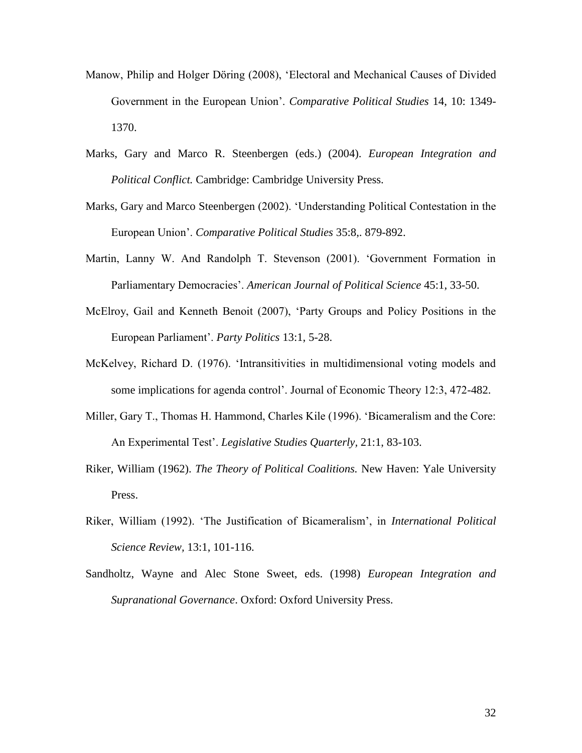Manow, Philip and Holger Döring (2008), 'Electoral and Mechanical Causes of Divided Government in the European Union'. *Comparative Political Studies* 14, 10: 1349-1370.

Marks, Gary and Marco R. Steenbergen (eds.) (2004). *European Integration and Political Conflict.* Cambridge: Cambridge University Press.

Marks, Gary and Marco Steenbergen (2002). 'Understanding Political Contestation in the European Union'. *Comparative Political Studies* 35:8,. 879-892.

Martin, Lanny W. And Randolph T. Stevenson (2001). 'Government Formation in Parliamentary Democracies'. *American Journal of Political Science* 45:1, 33-50.

McElroy, Gail and Kenneth Benoit (2007), 'Party Groups and Policy Positions in the European Parliament'. *Party Politics* 13:1, 5-28.

McKelvey, Richard D. (1976). 'Intransitivities in multidimensional voting models and some implications for agenda control'. Journal of Economic Theory 12:3, 472-482.

Miller, Gary T., Thomas H. Hammond, Charles Kile (1996). 'Bicameralism and the Core: An Experimental Test'. *Legislative Studies Quarterly,* 21:1, 83-103.

Riker, William (1962). *The Theory of Political Coalitions.* New Haven: Yale University Press.

Riker, William (1992). 'The Justification of Bicameralism', in *International Political Science Review,* 13:1, 101-116.

Sandholtz, Wayne and Alec Stone Sweet, eds. (1998) *European Integration and Supranational Governance*. Oxford: Oxford University Press.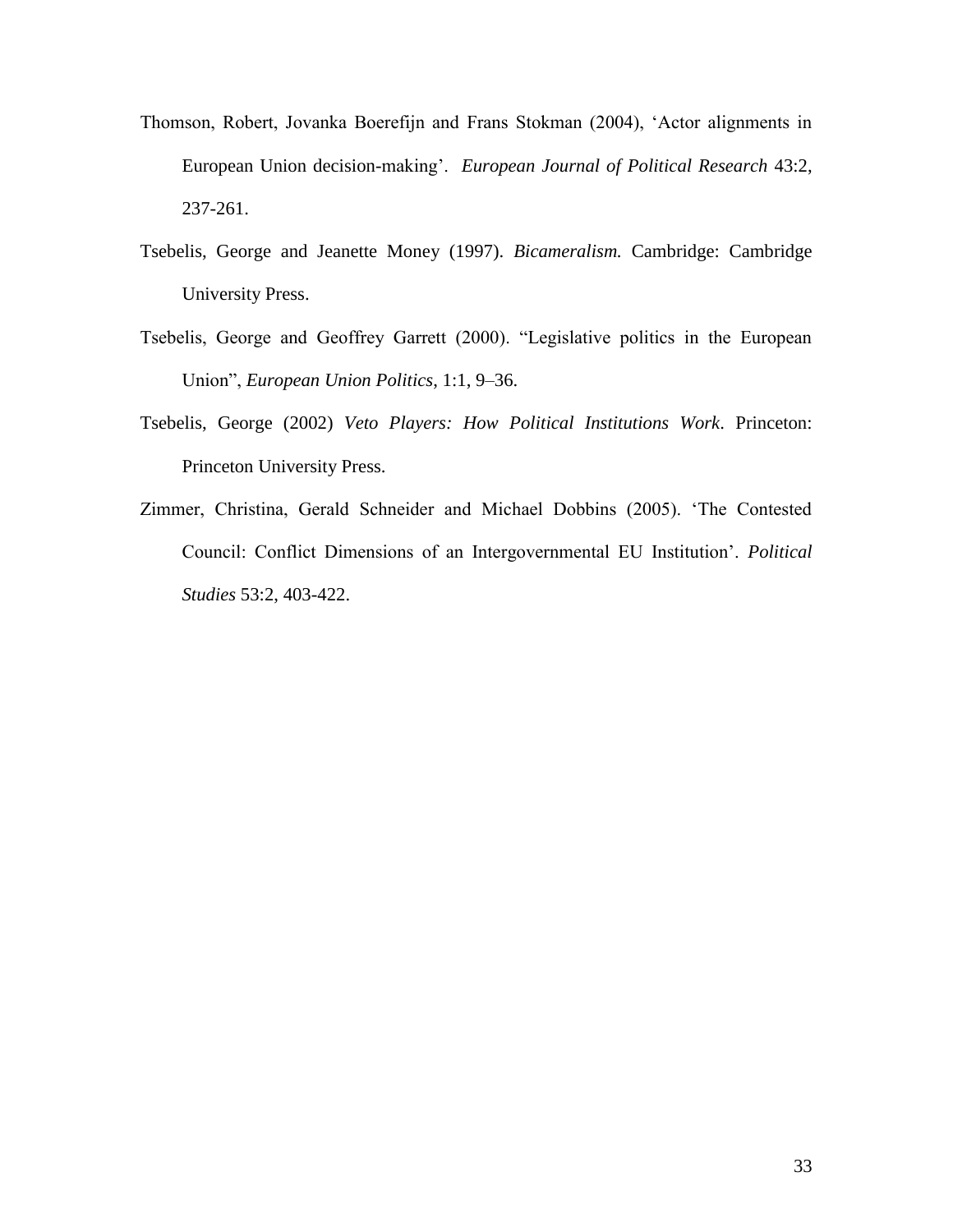Thomson, Robert, Jovanka Boerefijn and Frans Stokman (2004), 'Actor alignments in European Union decision-making'. *European Journal of Political Research* 43:2, 237-261.

Tsebelis, George and Jeanette Money (1997). *Bicameralism.* Cambridge: Cambridge University Press.

Tsebelis, George and Geoffrey Garrett (2000). "Legislative politics in the European Union", *European Union Politics*, 1:1, 9–36.

Tsebelis, George (2002) *Veto Players: How Political Institutions Work*. Princeton: Princeton University Press.

Zimmer, Christina, Gerald Schneider and Michael Dobbins (2005). 'The Contested Council: Conflict Dimensions of an Intergovernmental EU Institution'. *Political Studies* 53:2, 403-422.